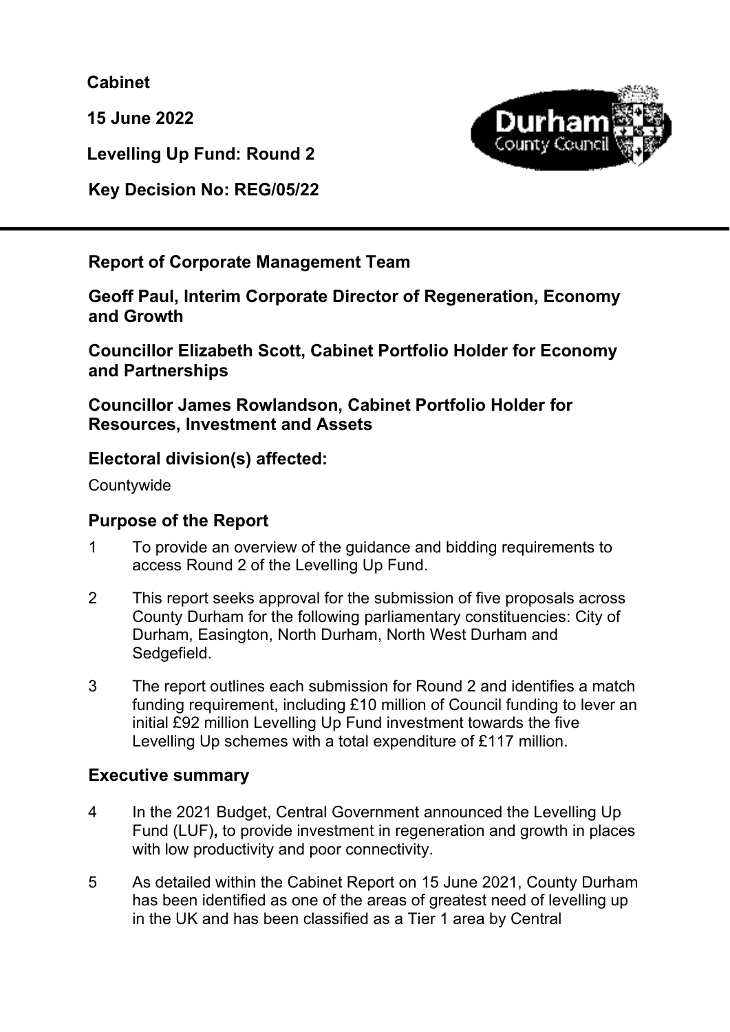**Cabinet**

**15 June 2022**

**Levelling Up Fund: Round 2**

**Key Decision No: REG/05/22**

---

**Report of Corporate Management Team**

**Geoff Paul, Interim Corporate Director of Regeneration, Economy and Growth**

**Councillor Elizabeth Scott, Cabinet Portfolio Holder for Economy and Partnerships**

**Councillor James Rowlandson, Cabinet Portfolio Holder for Resources, Investment and Assets**

## Electoral division(s) affected:

Countywide

## Purpose of the Report

1. To provide an overview of the guidance and bidding requirements to access Round 2 of the Levelling Up Fund.

2. This report seeks approval for the submission of five proposals across County Durham for the following parliamentary constituencies: City of Durham, Easington, North Durham, North West Durham and Sedgefield.

3. The report outlines each submission for Round 2 and identifies a match funding requirement, including £10 million of Council funding to lever an initial £92 million Levelling Up Fund investment towards the five Levelling Up schemes with a total expenditure of £117 million.

## Executive summary

4. In the 2021 Budget, Central Government announced the Levelling Up Fund (LUF)**,** to provide investment in regeneration and growth in places with low productivity and poor connectivity.

5. As detailed within the Cabinet Report on 15 June 2021, County Durham has been identified as one of the areas of greatest need of levelling up in the UK and has been classified as a Tier 1 area by Central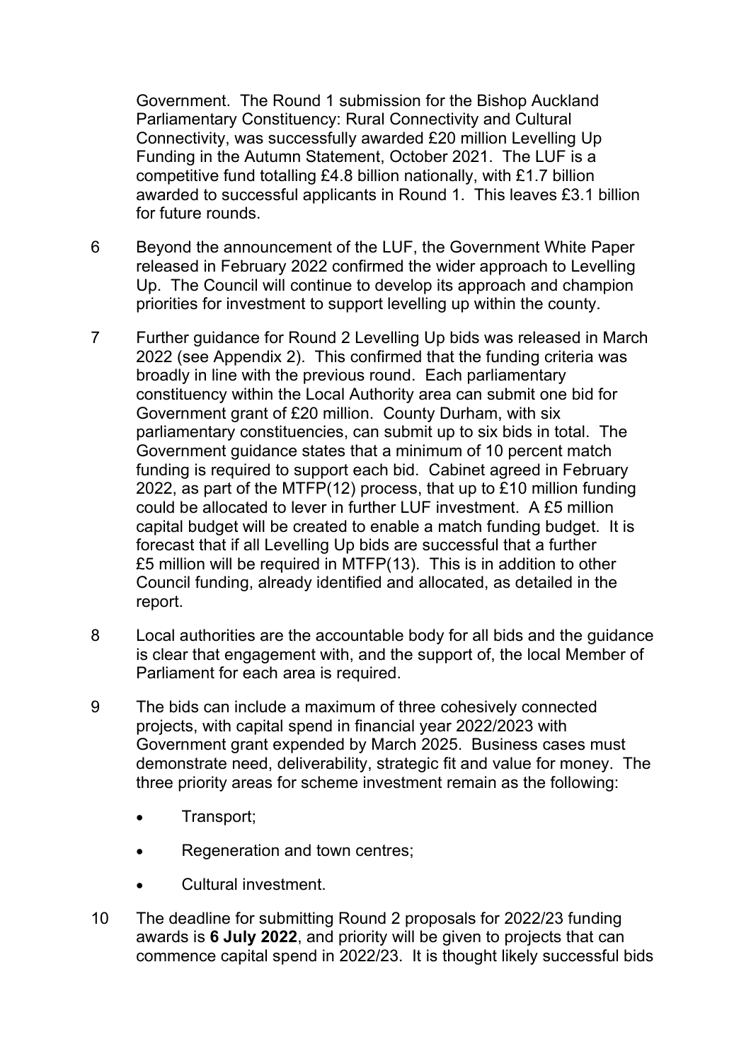Government. The Round 1 submission for the Bishop Auckland Parliamentary Constituency: Rural Connectivity and Cultural Connectivity, was successfully awarded £20 million Levelling Up Funding in the Autumn Statement, October 2021. The LUF is a competitive fund totalling £4.8 billion nationally, with £1.7 billion awarded to successful applicants in Round 1. This leaves £3.1 billion for future rounds.

6 Beyond the announcement of the LUF, the Government White Paper released in February 2022 confirmed the wider approach to Levelling Up. The Council will continue to develop its approach and champion priorities for investment to support levelling up within the county.

7 Further guidance for Round 2 Levelling Up bids was released in March 2022 (see Appendix 2). This confirmed that the funding criteria was broadly in line with the previous round. Each parliamentary constituency within the Local Authority area can submit one bid for Government grant of £20 million. County Durham, with six parliamentary constituencies, can submit up to six bids in total. The Government guidance states that a minimum of 10 percent match funding is required to support each bid. Cabinet agreed in February 2022, as part of the MTFP(12) process, that up to £10 million funding could be allocated to lever in further LUF investment. A £5 million capital budget will be created to enable a match funding budget. It is forecast that if all Levelling Up bids are successful that a further £5 million will be required in MTFP(13). This is in addition to other Council funding, already identified and allocated, as detailed in the report.

8 Local authorities are the accountable body for all bids and the guidance is clear that engagement with, and the support of, the local Member of Parliament for each area is required.

9 The bids can include a maximum of three cohesively connected projects, with capital spend in financial year 2022/2023 with Government grant expended by March 2025. Business cases must demonstrate need, deliverability, strategic fit and value for money. The three priority areas for scheme investment remain as the following:

- Transport;
- Regeneration and town centres;
- Cultural investment.

10 The deadline for submitting Round 2 proposals for 2022/23 funding awards is **6 July 2022**, and priority will be given to projects that can commence capital spend in 2022/23. It is thought likely successful bids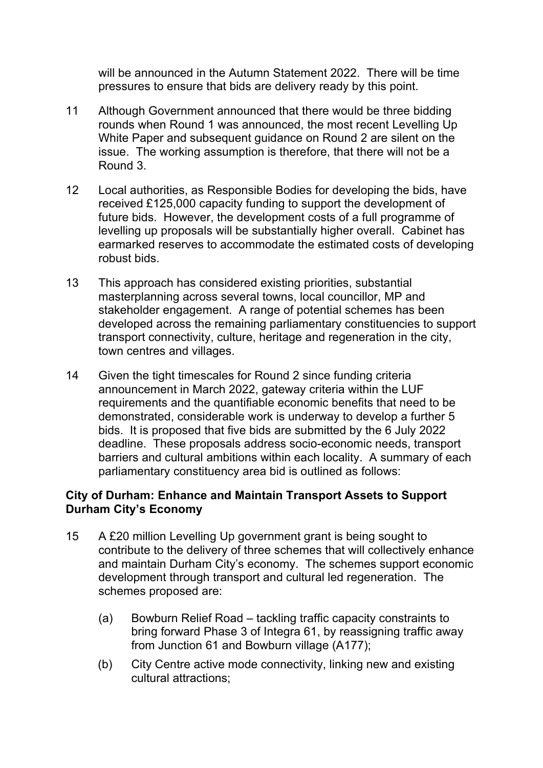will be announced in the Autumn Statement 2022. There will be time pressures to ensure that bids are delivery ready by this point.

11 Although Government announced that there would be three bidding rounds when Round 1 was announced, the most recent Levelling Up White Paper and subsequent guidance on Round 2 are silent on the issue. The working assumption is therefore, that there will not be a Round 3.

12 Local authorities, as Responsible Bodies for developing the bids, have received £125,000 capacity funding to support the development of future bids. However, the development costs of a full programme of levelling up proposals will be substantially higher overall. Cabinet has earmarked reserves to accommodate the estimated costs of developing robust bids.

13 This approach has considered existing priorities, substantial masterplanning across several towns, local councillor, MP and stakeholder engagement. A range of potential schemes has been developed across the remaining parliamentary constituencies to support transport connectivity, culture, heritage and regeneration in the city, town centres and villages.

14 Given the tight timescales for Round 2 since funding criteria announcement in March 2022, gateway criteria within the LUF requirements and the quantifiable economic benefits that need to be demonstrated, considerable work is underway to develop a further 5 bids. It is proposed that five bids are submitted by the 6 July 2022 deadline. These proposals address socio-economic needs, transport barriers and cultural ambitions within each locality. A summary of each parliamentary constituency area bid is outlined as follows:

**City of Durham: Enhance and Maintain Transport Assets to Support Durham City's Economy**

15 A £20 million Levelling Up government grant is being sought to contribute to the delivery of three schemes that will collectively enhance and maintain Durham City's economy. The schemes support economic development through transport and cultural led regeneration. The schemes proposed are:

  (a) Bowburn Relief Road – tackling traffic capacity constraints to bring forward Phase 3 of Integra 61, by reassigning traffic away from Junction 61 and Bowburn village (A177);

  (b) City Centre active mode connectivity, linking new and existing cultural attractions;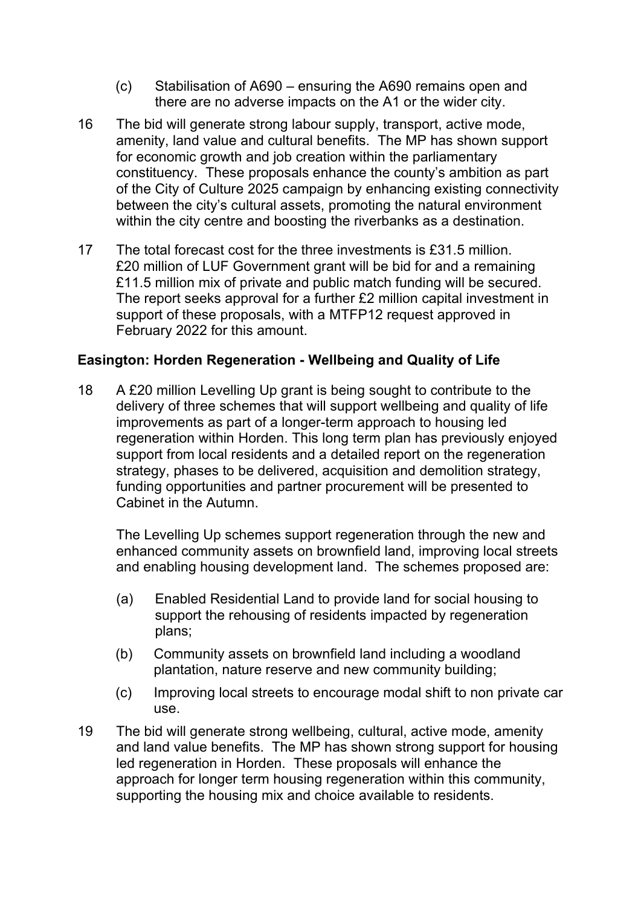(c) Stabilisation of A690 – ensuring the A690 remains open and there are no adverse impacts on the A1 or the wider city.

16 The bid will generate strong labour supply, transport, active mode, amenity, land value and cultural benefits. The MP has shown support for economic growth and job creation within the parliamentary constituency. These proposals enhance the county's ambition as part of the City of Culture 2025 campaign by enhancing existing connectivity between the city's cultural assets, promoting the natural environment within the city centre and boosting the riverbanks as a destination.

17 The total forecast cost for the three investments is £31.5 million. £20 million of LUF Government grant will be bid for and a remaining £11.5 million mix of private and public match funding will be secured. The report seeks approval for a further £2 million capital investment in support of these proposals, with a MTFP12 request approved in February 2022 for this amount.

**Easington: Horden Regeneration - Wellbeing and Quality of Life**

18 A £20 million Levelling Up grant is being sought to contribute to the delivery of three schemes that will support wellbeing and quality of life improvements as part of a longer-term approach to housing led regeneration within Horden. This long term plan has previously enjoyed support from local residents and a detailed report on the regeneration strategy, phases to be delivered, acquisition and demolition strategy, funding opportunities and partner procurement will be presented to Cabinet in the Autumn.

The Levelling Up schemes support regeneration through the new and enhanced community assets on brownfield land, improving local streets and enabling housing development land. The schemes proposed are:

(a) Enabled Residential Land to provide land for social housing to support the rehousing of residents impacted by regeneration plans;

(b) Community assets on brownfield land including a woodland plantation, nature reserve and new community building;

(c) Improving local streets to encourage modal shift to non private car use.

19 The bid will generate strong wellbeing, cultural, active mode, amenity and land value benefits. The MP has shown strong support for housing led regeneration in Horden. These proposals will enhance the approach for longer term housing regeneration within this community, supporting the housing mix and choice available to residents.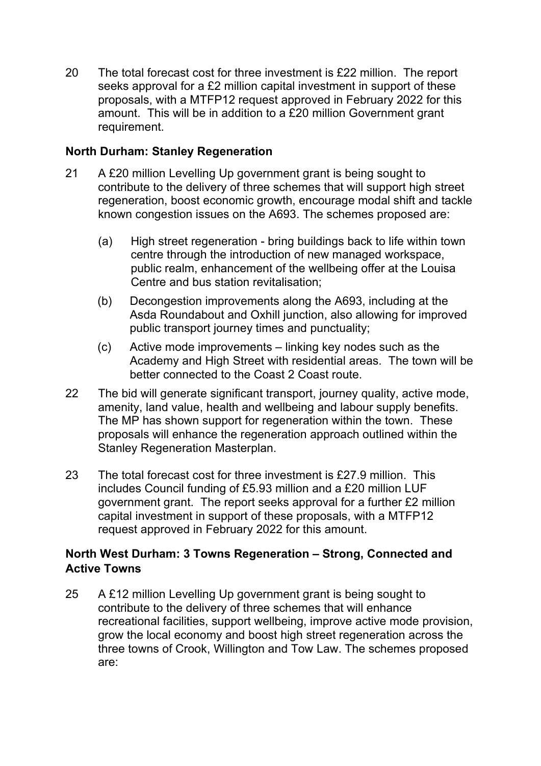20 The total forecast cost for three investment is £22 million. The report seeks approval for a £2 million capital investment in support of these proposals, with a MTFP12 request approved in February 2022 for this amount. This will be in addition to a £20 million Government grant requirement.

**North Durham: Stanley Regeneration**

21 A £20 million Levelling Up government grant is being sought to contribute to the delivery of three schemes that will support high street regeneration, boost economic growth, encourage modal shift and tackle known congestion issues on the A693. The schemes proposed are:

(a) High street regeneration - bring buildings back to life within town centre through the introduction of new managed workspace, public realm, enhancement of the wellbeing offer at the Louisa Centre and bus station revitalisation;

(b) Decongestion improvements along the A693, including at the Asda Roundabout and Oxhill junction, also allowing for improved public transport journey times and punctuality;

(c) Active mode improvements – linking key nodes such as the Academy and High Street with residential areas. The town will be better connected to the Coast 2 Coast route.

22 The bid will generate significant transport, journey quality, active mode, amenity, land value, health and wellbeing and labour supply benefits. The MP has shown support for regeneration within the town. These proposals will enhance the regeneration approach outlined within the Stanley Regeneration Masterplan.

23 The total forecast cost for three investment is £27.9 million. This includes Council funding of £5.93 million and a £20 million LUF government grant. The report seeks approval for a further £2 million capital investment in support of these proposals, with a MTFP12 request approved in February 2022 for this amount.

**North West Durham: 3 Towns Regeneration – Strong, Connected and Active Towns**

25 A £12 million Levelling Up government grant is being sought to contribute to the delivery of three schemes that will enhance recreational facilities, support wellbeing, improve active mode provision, grow the local economy and boost high street regeneration across the three towns of Crook, Willington and Tow Law. The schemes proposed are: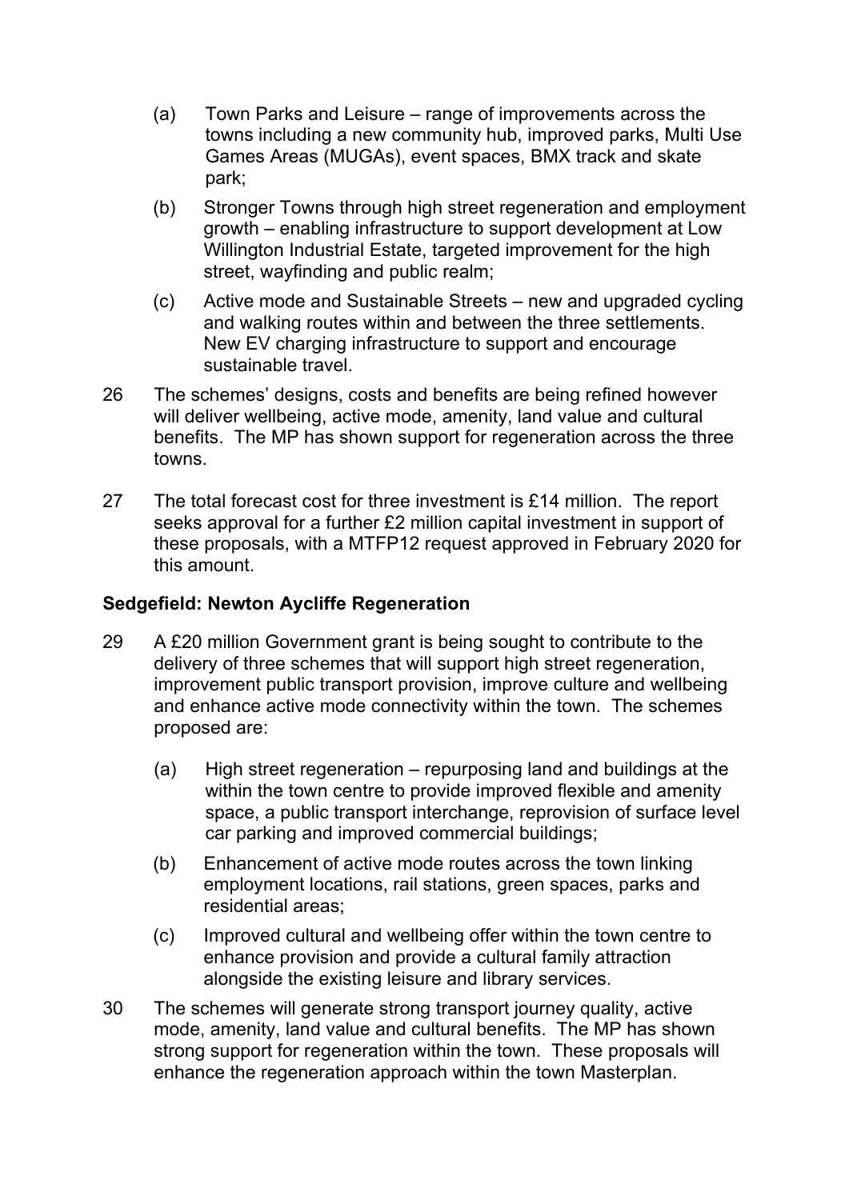(a) Town Parks and Leisure – range of improvements across the towns including a new community hub, improved parks, Multi Use Games Areas (MUGAs), event spaces, BMX track and skate park;

(b) Stronger Towns through high street regeneration and employment growth – enabling infrastructure to support development at Low Willington Industrial Estate, targeted improvement for the high street, wayfinding and public realm;

(c) Active mode and Sustainable Streets – new and upgraded cycling and walking routes within and between the three settlements. New EV charging infrastructure to support and encourage sustainable travel.

26 The schemes' designs, costs and benefits are being refined however will deliver wellbeing, active mode, amenity, land value and cultural benefits. The MP has shown support for regeneration across the three towns.

27 The total forecast cost for three investment is £14 million. The report seeks approval for a further £2 million capital investment in support of these proposals, with a MTFP12 request approved in February 2020 for this amount.

**Sedgefield: Newton Aycliffe Regeneration**

29 A £20 million Government grant is being sought to contribute to the delivery of three schemes that will support high street regeneration, improvement public transport provision, improve culture and wellbeing and enhance active mode connectivity within the town. The schemes proposed are:

(a) High street regeneration – repurposing land and buildings at the within the town centre to provide improved flexible and amenity space, a public transport interchange, reprovision of surface level car parking and improved commercial buildings;

(b) Enhancement of active mode routes across the town linking employment locations, rail stations, green spaces, parks and residential areas;

(c) Improved cultural and wellbeing offer within the town centre to enhance provision and provide a cultural family attraction alongside the existing leisure and library services.

30 The schemes will generate strong transport journey quality, active mode, amenity, land value and cultural benefits. The MP has shown strong support for regeneration within the town. These proposals will enhance the regeneration approach within the town Masterplan.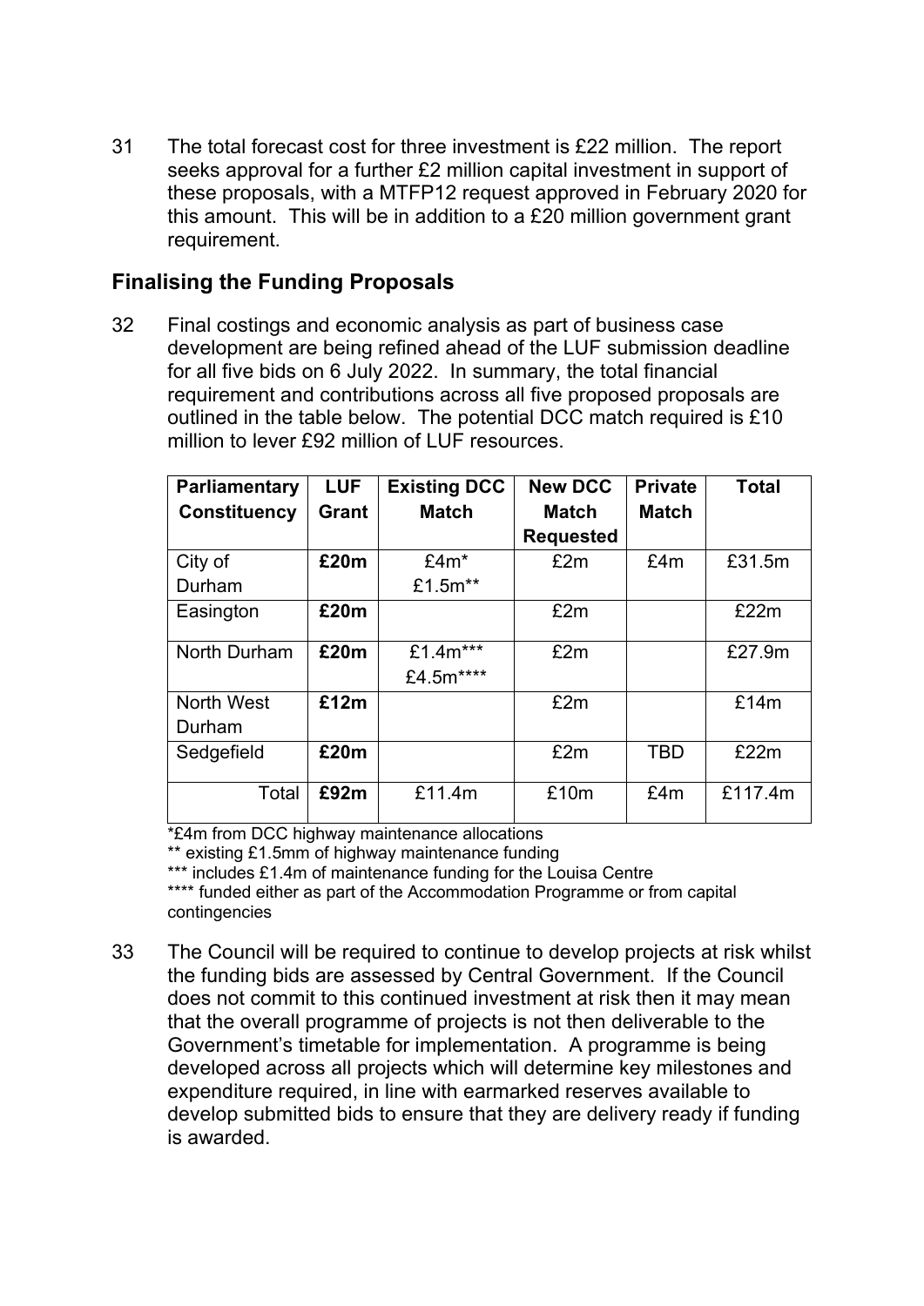31 The total forecast cost for three investment is £22 million. The report seeks approval for a further £2 million capital investment in support of these proposals, with a MTFP12 request approved in February 2020 for this amount. This will be in addition to a £20 million government grant requirement.

## Finalising the Funding Proposals

32 Final costings and economic analysis as part of business case development are being refined ahead of the LUF submission deadline for all five bids on 6 July 2022. In summary, the total financial requirement and contributions across all five proposed proposals are outlined in the table below. The potential DCC match required is £10 million to lever £92 million of LUF resources.

| Parliamentary Constituency | LUF Grant | Existing DCC Match | New DCC Match Requested | Private Match | Total |
|---|---|---|---|---|---|
| City of Durham | **£20m** | £4m* £1.5m** | £2m | £4m | £31.5m |
| Easington | **£20m** | | £2m | | £22m |
| North Durham | **£20m** | £1.4m*** £4.5m**** | £2m | | £27.9m |
| North West Durham | **£12m** | | £2m | | £14m |
| Sedgefield | **£20m** | | £2m | TBD | £22m |
| Total | **£92m** | £11.4m | £10m | £4m | £117.4m |

*£4m from DCC highway maintenance allocations

** existing £1.5mm of highway maintenance funding

*** includes £1.4m of maintenance funding for the Louisa Centre

**** funded either as part of the Accommodation Programme or from capital contingencies

33 The Council will be required to continue to develop projects at risk whilst the funding bids are assessed by Central Government. If the Council does not commit to this continued investment at risk then it may mean that the overall programme of projects is not then deliverable to the Government's timetable for implementation. A programme is being developed across all projects which will determine key milestones and expenditure required, in line with earmarked reserves available to develop submitted bids to ensure that they are delivery ready if funding is awarded.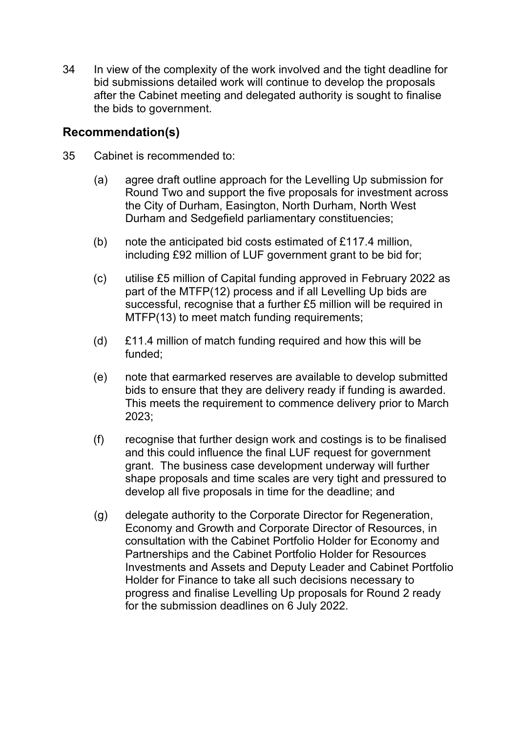34 In view of the complexity of the work involved and the tight deadline for bid submissions detailed work will continue to develop the proposals after the Cabinet meeting and delegated authority is sought to finalise the bids to government.

## Recommendation(s)

35 Cabinet is recommended to:

(a) agree draft outline approach for the Levelling Up submission for Round Two and support the five proposals for investment across the City of Durham, Easington, North Durham, North West Durham and Sedgefield parliamentary constituencies;

(b) note the anticipated bid costs estimated of £117.4 million, including £92 million of LUF government grant to be bid for;

(c) utilise £5 million of Capital funding approved in February 2022 as part of the MTFP(12) process and if all Levelling Up bids are successful, recognise that a further £5 million will be required in MTFP(13) to meet match funding requirements;

(d) £11.4 million of match funding required and how this will be funded;

(e) note that earmarked reserves are available to develop submitted bids to ensure that they are delivery ready if funding is awarded. This meets the requirement to commence delivery prior to March 2023;

(f) recognise that further design work and costings is to be finalised and this could influence the final LUF request for government grant. The business case development underway will further shape proposals and time scales are very tight and pressured to develop all five proposals in time for the deadline; and

(g) delegate authority to the Corporate Director for Regeneration, Economy and Growth and Corporate Director of Resources, in consultation with the Cabinet Portfolio Holder for Economy and Partnerships and the Cabinet Portfolio Holder for Resources Investments and Assets and Deputy Leader and Cabinet Portfolio Holder for Finance to take all such decisions necessary to progress and finalise Levelling Up proposals for Round 2 ready for the submission deadlines on 6 July 2022.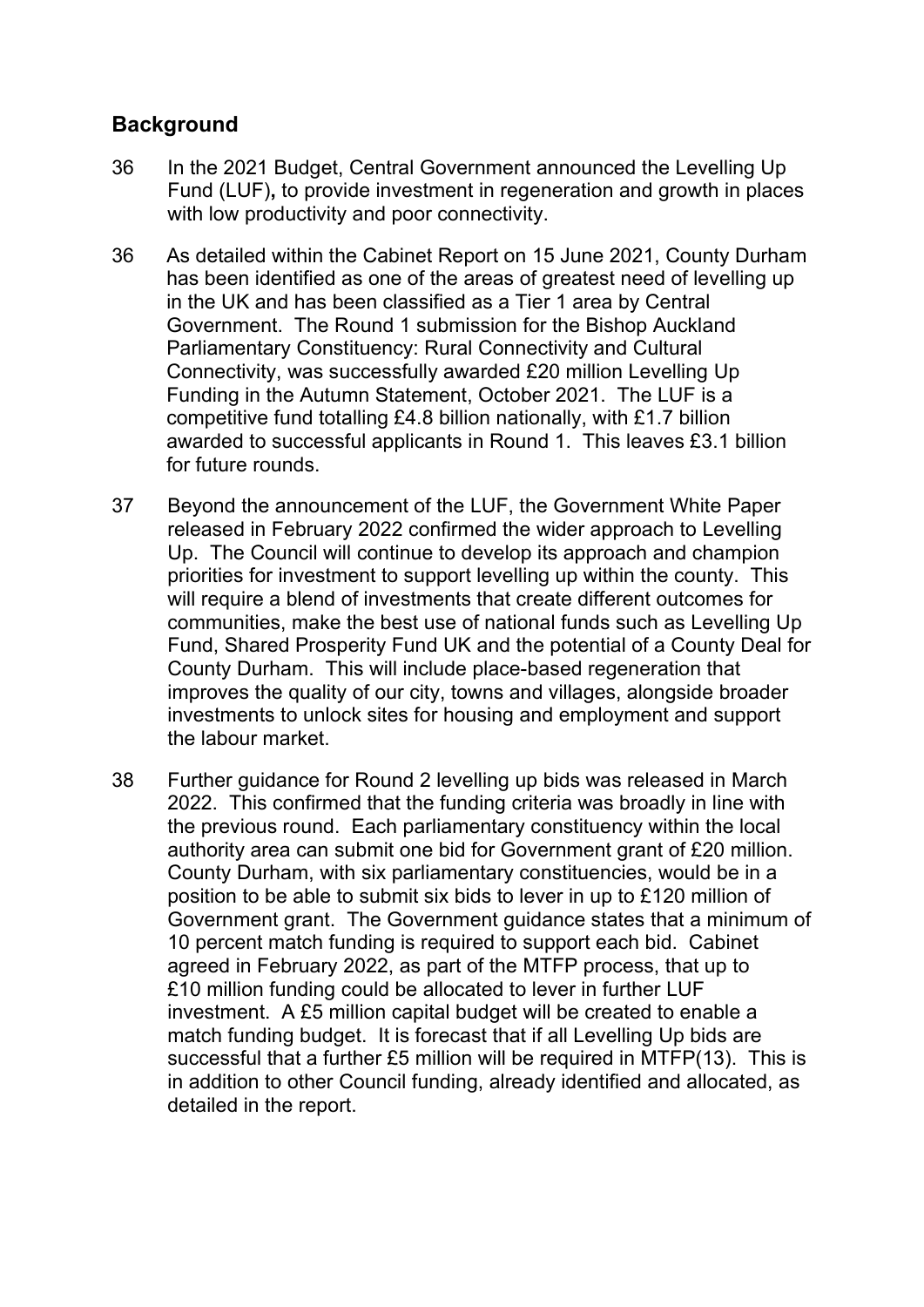## Background

36 In the 2021 Budget, Central Government announced the Levelling Up Fund (LUF)**,** to provide investment in regeneration and growth in places with low productivity and poor connectivity.

36 As detailed within the Cabinet Report on 15 June 2021, County Durham has been identified as one of the areas of greatest need of levelling up in the UK and has been classified as a Tier 1 area by Central Government. The Round 1 submission for the Bishop Auckland Parliamentary Constituency: Rural Connectivity and Cultural Connectivity, was successfully awarded £20 million Levelling Up Funding in the Autumn Statement, October 2021. The LUF is a competitive fund totalling £4.8 billion nationally, with £1.7 billion awarded to successful applicants in Round 1. This leaves £3.1 billion for future rounds.

37 Beyond the announcement of the LUF, the Government White Paper released in February 2022 confirmed the wider approach to Levelling Up. The Council will continue to develop its approach and champion priorities for investment to support levelling up within the county. This will require a blend of investments that create different outcomes for communities, make the best use of national funds such as Levelling Up Fund, Shared Prosperity Fund UK and the potential of a County Deal for County Durham. This will include place-based regeneration that improves the quality of our city, towns and villages, alongside broader investments to unlock sites for housing and employment and support the labour market.

38 Further guidance for Round 2 levelling up bids was released in March 2022. This confirmed that the funding criteria was broadly in line with the previous round. Each parliamentary constituency within the local authority area can submit one bid for Government grant of £20 million. County Durham, with six parliamentary constituencies, would be in a position to be able to submit six bids to lever in up to £120 million of Government grant. The Government guidance states that a minimum of 10 percent match funding is required to support each bid. Cabinet agreed in February 2022, as part of the MTFP process, that up to £10 million funding could be allocated to lever in further LUF investment. A £5 million capital budget will be created to enable a match funding budget. It is forecast that if all Levelling Up bids are successful that a further £5 million will be required in MTFP(13). This is in addition to other Council funding, already identified and allocated, as detailed in the report.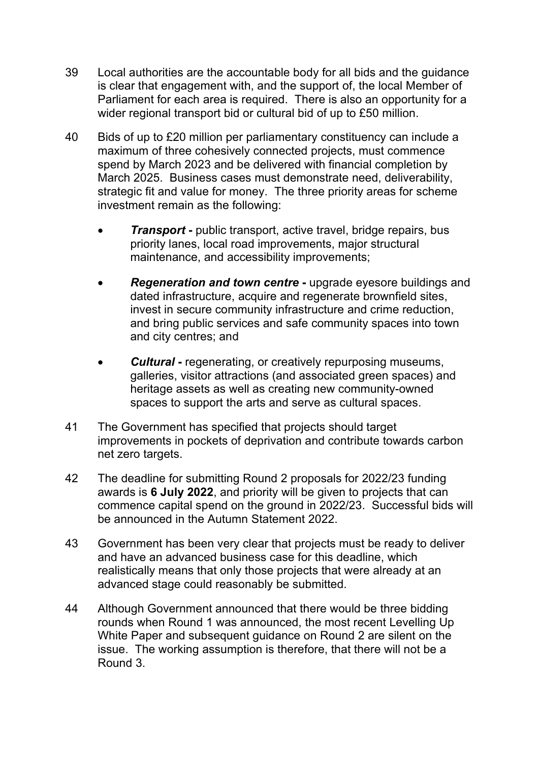39 Local authorities are the accountable body for all bids and the guidance is clear that engagement with, and the support of, the local Member of Parliament for each area is required. There is also an opportunity for a wider regional transport bid or cultural bid of up to £50 million.

40 Bids of up to £20 million per parliamentary constituency can include a maximum of three cohesively connected projects, must commence spend by March 2023 and be delivered with financial completion by March 2025. Business cases must demonstrate need, deliverability, strategic fit and value for money. The three priority areas for scheme investment remain as the following:

- ***Transport*** **-** public transport, active travel, bridge repairs, bus priority lanes, local road improvements, major structural maintenance, and accessibility improvements;

- ***Regeneration and town centre*** **-** upgrade eyesore buildings and dated infrastructure, acquire and regenerate brownfield sites, invest in secure community infrastructure and crime reduction, and bring public services and safe community spaces into town and city centres; and

- ***Cultural*** **-** regenerating, or creatively repurposing museums, galleries, visitor attractions (and associated green spaces) and heritage assets as well as creating new community-owned spaces to support the arts and serve as cultural spaces.

41 The Government has specified that projects should target improvements in pockets of deprivation and contribute towards carbon net zero targets.

42 The deadline for submitting Round 2 proposals for 2022/23 funding awards is **6 July 2022**, and priority will be given to projects that can commence capital spend on the ground in 2022/23. Successful bids will be announced in the Autumn Statement 2022.

43 Government has been very clear that projects must be ready to deliver and have an advanced business case for this deadline, which realistically means that only those projects that were already at an advanced stage could reasonably be submitted.

44 Although Government announced that there would be three bidding rounds when Round 1 was announced, the most recent Levelling Up White Paper and subsequent guidance on Round 2 are silent on the issue. The working assumption is therefore, that there will not be a Round 3.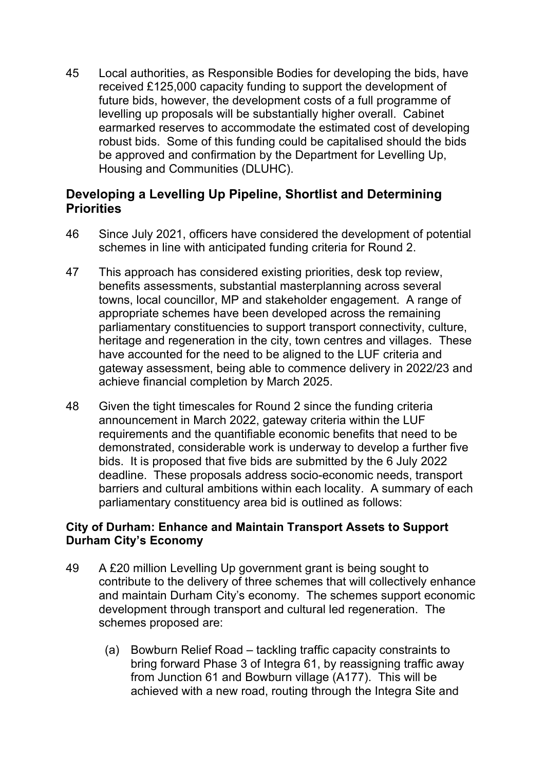45 Local authorities, as Responsible Bodies for developing the bids, have received £125,000 capacity funding to support the development of future bids, however, the development costs of a full programme of levelling up proposals will be substantially higher overall. Cabinet earmarked reserves to accommodate the estimated cost of developing robust bids. Some of this funding could be capitalised should the bids be approved and confirmation by the Department for Levelling Up, Housing and Communities (DLUHC).

## Developing a Levelling Up Pipeline, Shortlist and Determining Priorities

46 Since July 2021, officers have considered the development of potential schemes in line with anticipated funding criteria for Round 2.

47 This approach has considered existing priorities, desk top review, benefits assessments, substantial masterplanning across several towns, local councillor, MP and stakeholder engagement. A range of appropriate schemes have been developed across the remaining parliamentary constituencies to support transport connectivity, culture, heritage and regeneration in the city, town centres and villages. These have accounted for the need to be aligned to the LUF criteria and gateway assessment, being able to commence delivery in 2022/23 and achieve financial completion by March 2025.

48 Given the tight timescales for Round 2 since the funding criteria announcement in March 2022, gateway criteria within the LUF requirements and the quantifiable economic benefits that need to be demonstrated, considerable work is underway to develop a further five bids. It is proposed that five bids are submitted by the 6 July 2022 deadline. These proposals address socio-economic needs, transport barriers and cultural ambitions within each locality. A summary of each parliamentary constituency area bid is outlined as follows:

### City of Durham: Enhance and Maintain Transport Assets to Support Durham City's Economy

49 A £20 million Levelling Up government grant is being sought to contribute to the delivery of three schemes that will collectively enhance and maintain Durham City's economy. The schemes support economic development through transport and cultural led regeneration. The schemes proposed are:

(a) Bowburn Relief Road – tackling traffic capacity constraints to bring forward Phase 3 of Integra 61, by reassigning traffic away from Junction 61 and Bowburn village (A177). This will be achieved with a new road, routing through the Integra Site and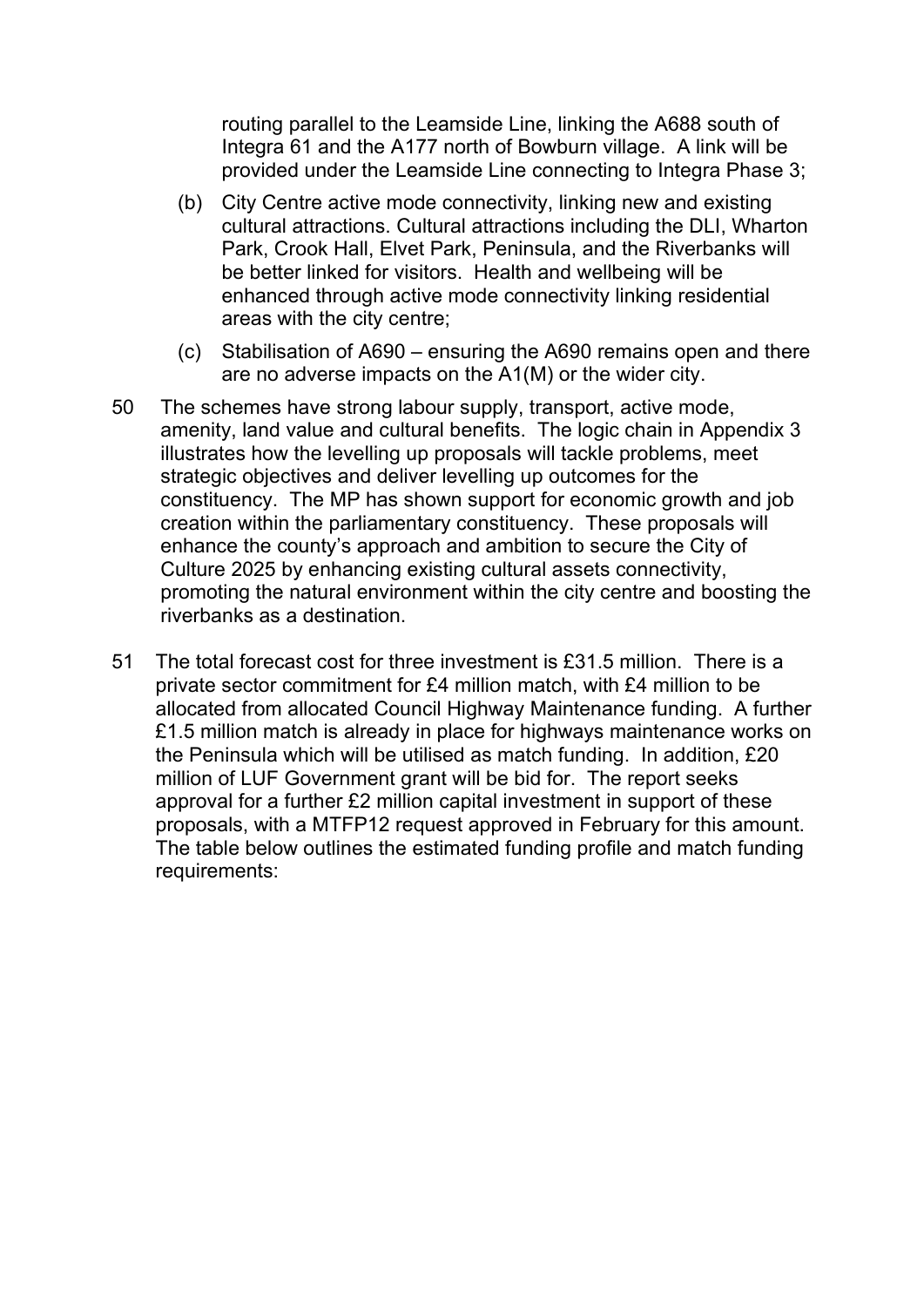routing parallel to the Leamside Line, linking the A688 south of Integra 61 and the A177 north of Bowburn village. A link will be provided under the Leamside Line connecting to Integra Phase 3;

(b) City Centre active mode connectivity, linking new and existing cultural attractions. Cultural attractions including the DLI, Wharton Park, Crook Hall, Elvet Park, Peninsula, and the Riverbanks will be better linked for visitors. Health and wellbeing will be enhanced through active mode connectivity linking residential areas with the city centre;

(c) Stabilisation of A690 – ensuring the A690 remains open and there are no adverse impacts on the A1(M) or the wider city.

50 The schemes have strong labour supply, transport, active mode, amenity, land value and cultural benefits. The logic chain in Appendix 3 illustrates how the levelling up proposals will tackle problems, meet strategic objectives and deliver levelling up outcomes for the constituency. The MP has shown support for economic growth and job creation within the parliamentary constituency. These proposals will enhance the county's approach and ambition to secure the City of Culture 2025 by enhancing existing cultural assets connectivity, promoting the natural environment within the city centre and boosting the riverbanks as a destination.

51 The total forecast cost for three investment is £31.5 million. There is a private sector commitment for £4 million match, with £4 million to be allocated from allocated Council Highway Maintenance funding. A further £1.5 million match is already in place for highways maintenance works on the Peninsula which will be utilised as match funding. In addition, £20 million of LUF Government grant will be bid for. The report seeks approval for a further £2 million capital investment in support of these proposals, with a MTFP12 request approved in February for this amount. The table below outlines the estimated funding profile and match funding requirements: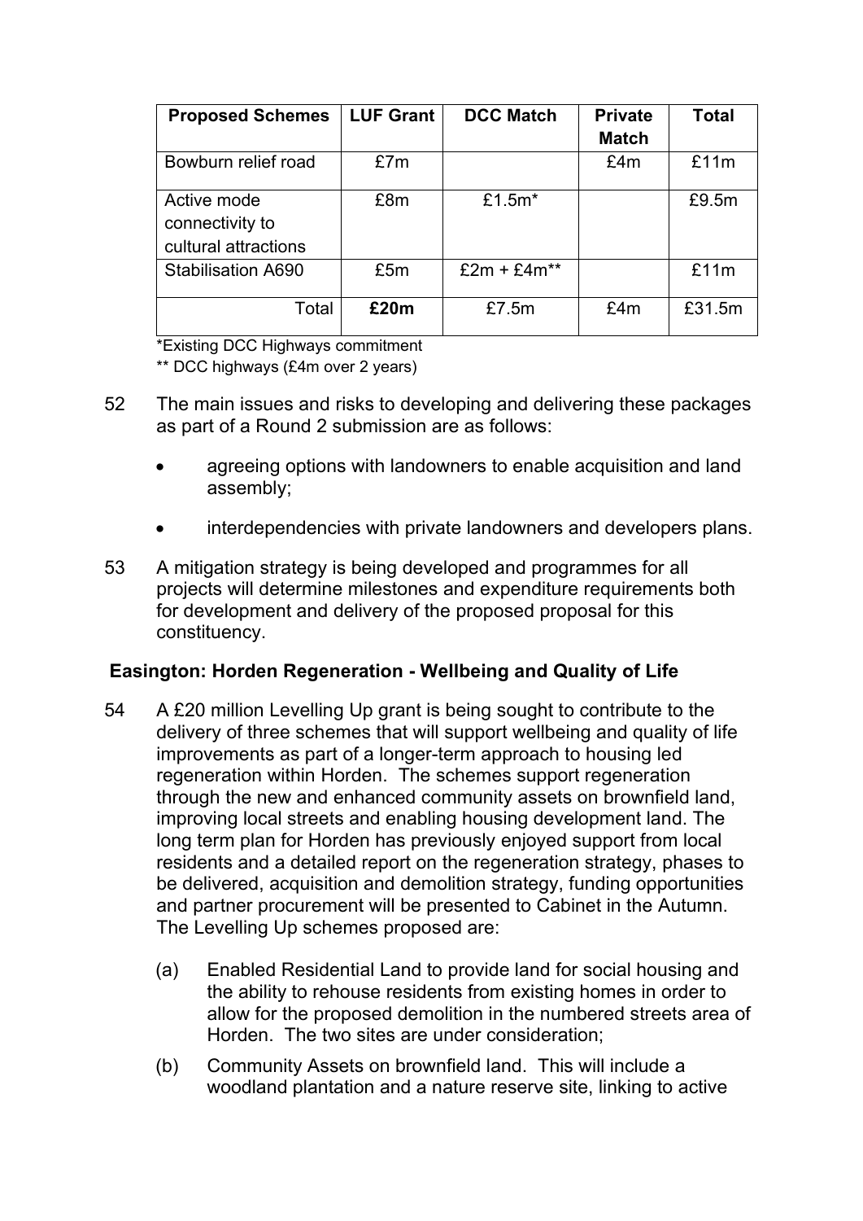| Proposed Schemes | LUF Grant | DCC Match | Private Match | Total |
|---|---|---|---|---|
| Bowburn relief road | £7m | | £4m | £11m |
| Active mode connectivity to cultural attractions | £8m | £1.5m* | | £9.5m |
| Stabilisation A690 | £5m | £2m + £4m** | | £11m |
| Total | **£20m** | £7.5m | £4m | £31.5m |

*Existing DCC Highways commitment

** DCC highways (£4m over 2 years)

52 The main issues and risks to developing and delivering these packages as part of a Round 2 submission are as follows:

- agreeing options with landowners to enable acquisition and land assembly;
- interdependencies with private landowners and developers plans.

53 A mitigation strategy is being developed and programmes for all projects will determine milestones and expenditure requirements both for development and delivery of the proposed proposal for this constituency.

**Easington: Horden Regeneration - Wellbeing and Quality of Life**

54 A £20 million Levelling Up grant is being sought to contribute to the delivery of three schemes that will support wellbeing and quality of life improvements as part of a longer-term approach to housing led regeneration within Horden. The schemes support regeneration through the new and enhanced community assets on brownfield land, improving local streets and enabling housing development land. The long term plan for Horden has previously enjoyed support from local residents and a detailed report on the regeneration strategy, phases to be delivered, acquisition and demolition strategy, funding opportunities and partner procurement will be presented to Cabinet in the Autumn. The Levelling Up schemes proposed are:

(a) Enabled Residential Land to provide land for social housing and the ability to rehouse residents from existing homes in order to allow for the proposed demolition in the numbered streets area of Horden. The two sites are under consideration;

(b) Community Assets on brownfield land. This will include a woodland plantation and a nature reserve site, linking to active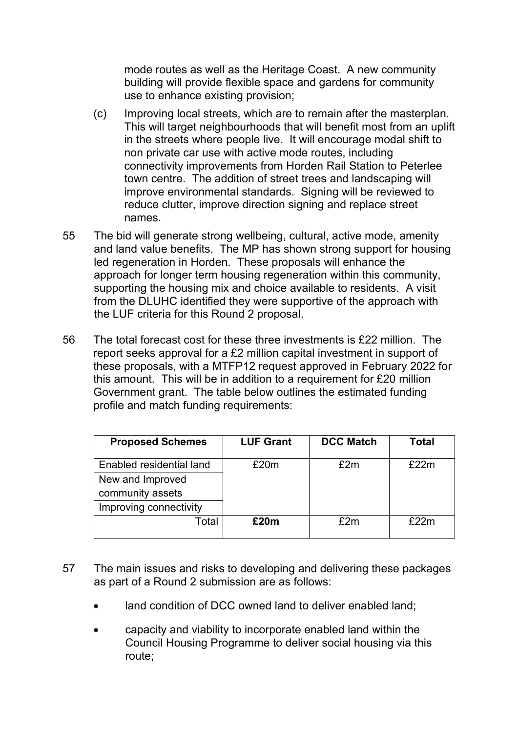mode routes as well as the Heritage Coast. A new community building will provide flexible space and gardens for community use to enhance existing provision;

(c) Improving local streets, which are to remain after the masterplan. This will target neighbourhoods that will benefit most from an uplift in the streets where people live. It will encourage modal shift to non private car use with active mode routes, including connectivity improvements from Horden Rail Station to Peterlee town centre. The addition of street trees and landscaping will improve environmental standards. Signing will be reviewed to reduce clutter, improve direction signing and replace street names.

55 The bid will generate strong wellbeing, cultural, active mode, amenity and land value benefits. The MP has shown strong support for housing led regeneration in Horden. These proposals will enhance the approach for longer term housing regeneration within this community, supporting the housing mix and choice available to residents. A visit from the DLUHC identified they were supportive of the approach with the LUF criteria for this Round 2 proposal.

56 The total forecast cost for these three investments is £22 million. The report seeks approval for a £2 million capital investment in support of these proposals, with a MTFP12 request approved in February 2022 for this amount. This will be in addition to a requirement for £20 million Government grant. The table below outlines the estimated funding profile and match funding requirements:

| Proposed Schemes | LUF Grant | DCC Match | Total |
|---|---|---|---|
| Enabled residential land | £20m | £2m | £22m |
| New and Improved community assets | | | |
| Improving connectivity | | | |
| Total | **£20m** | £2m | £22m |

57 The main issues and risks to developing and delivering these packages as part of a Round 2 submission are as follows:

- land condition of DCC owned land to deliver enabled land;
- capacity and viability to incorporate enabled land within the Council Housing Programme to deliver social housing via this route;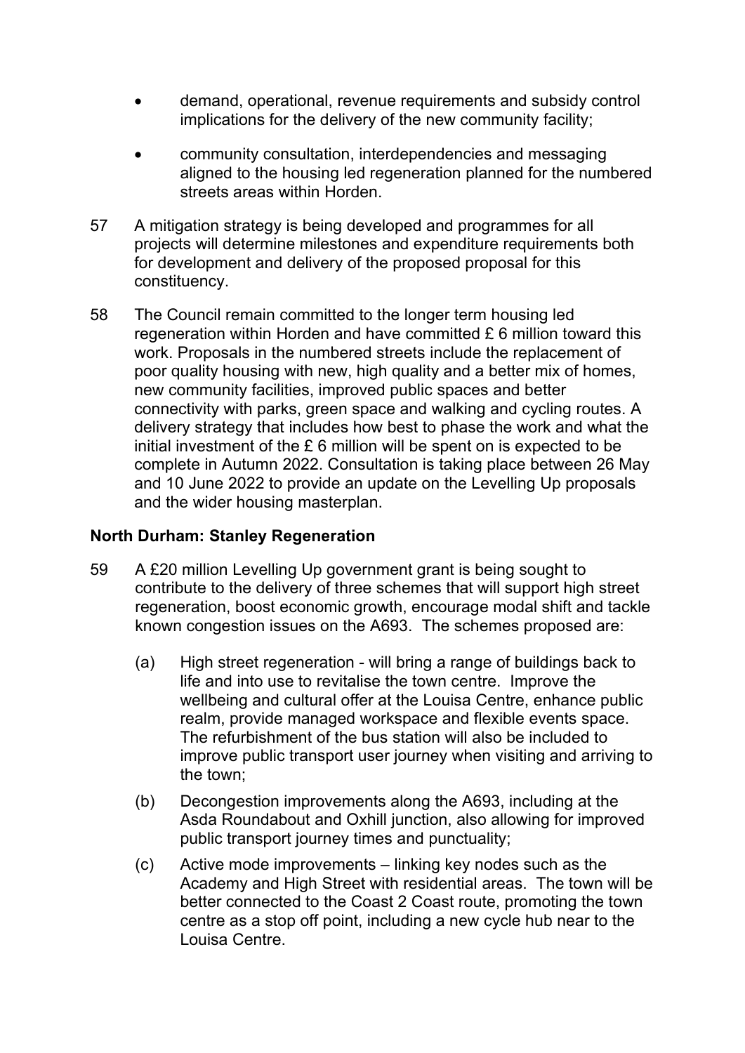- demand, operational, revenue requirements and subsidy control implications for the delivery of the new community facility;

- community consultation, interdependencies and messaging aligned to the housing led regeneration planned for the numbered streets areas within Horden.

57 A mitigation strategy is being developed and programmes for all projects will determine milestones and expenditure requirements both for development and delivery of the proposed proposal for this constituency.

58 The Council remain committed to the longer term housing led regeneration within Horden and have committed £ 6 million toward this work. Proposals in the numbered streets include the replacement of poor quality housing with new, high quality and a better mix of homes, new community facilities, improved public spaces and better connectivity with parks, green space and walking and cycling routes. A delivery strategy that includes how best to phase the work and what the initial investment of the £ 6 million will be spent on is expected to be complete in Autumn 2022. Consultation is taking place between 26 May and 10 June 2022 to provide an update on the Levelling Up proposals and the wider housing masterplan.

**North Durham: Stanley Regeneration**

59 A £20 million Levelling Up government grant is being sought to contribute to the delivery of three schemes that will support high street regeneration, boost economic growth, encourage modal shift and tackle known congestion issues on the A693. The schemes proposed are:

(a) High street regeneration - will bring a range of buildings back to life and into use to revitalise the town centre. Improve the wellbeing and cultural offer at the Louisa Centre, enhance public realm, provide managed workspace and flexible events space. The refurbishment of the bus station will also be included to improve public transport user journey when visiting and arriving to the town;

(b) Decongestion improvements along the A693, including at the Asda Roundabout and Oxhill junction, also allowing for improved public transport journey times and punctuality;

(c) Active mode improvements – linking key nodes such as the Academy and High Street with residential areas. The town will be better connected to the Coast 2 Coast route, promoting the town centre as a stop off point, including a new cycle hub near to the Louisa Centre.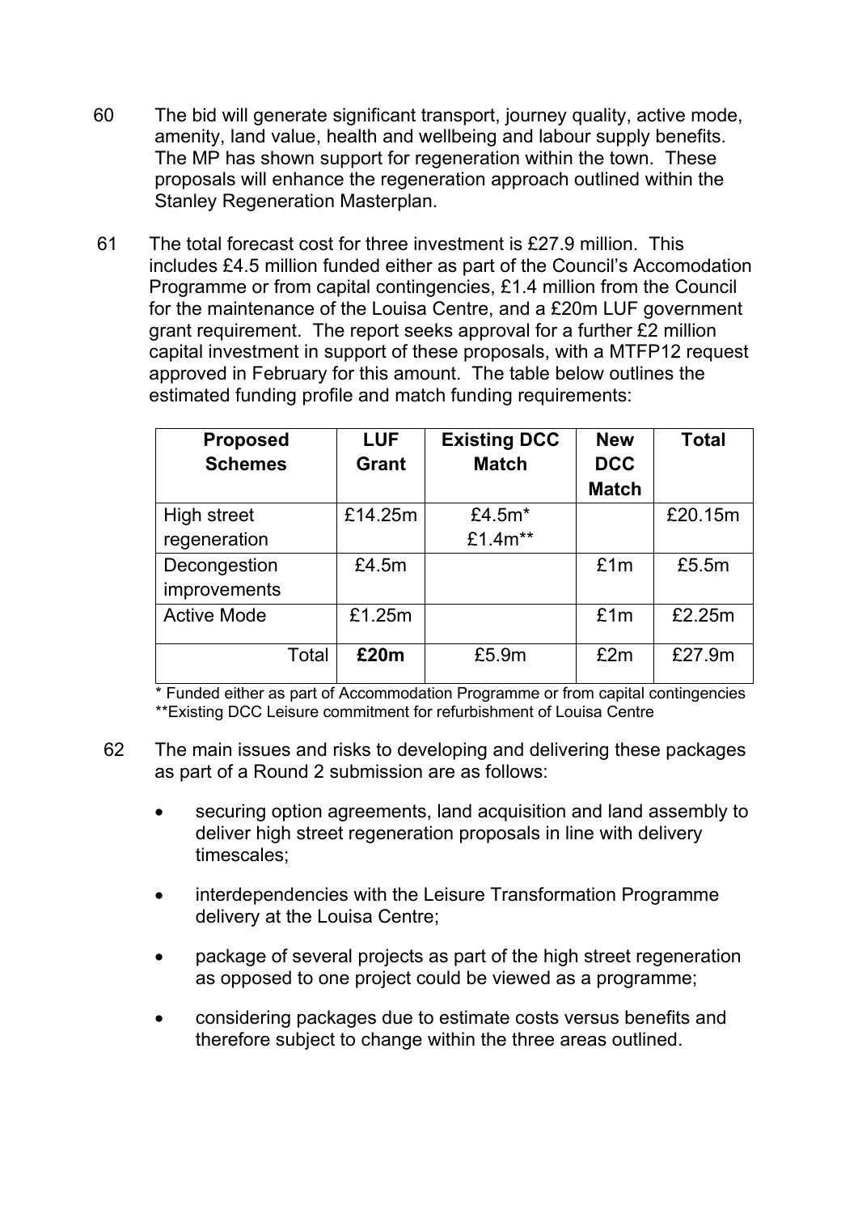60 The bid will generate significant transport, journey quality, active mode, amenity, land value, health and wellbeing and labour supply benefits. The MP has shown support for regeneration within the town. These proposals will enhance the regeneration approach outlined within the Stanley Regeneration Masterplan.

61 The total forecast cost for three investment is £27.9 million. This includes £4.5 million funded either as part of the Council's Accomodation Programme or from capital contingencies, £1.4 million from the Council for the maintenance of the Louisa Centre, and a £20m LUF government grant requirement. The report seeks approval for a further £2 million capital investment in support of these proposals, with a MTFP12 request approved in February for this amount. The table below outlines the estimated funding profile and match funding requirements:

| Proposed Schemes | LUF Grant | Existing DCC Match | New DCC Match | Total |
|---|---|---|---|---|
| High street regeneration | £14.25m | £4.5m* £1.4m** | | £20.15m |
| Decongestion improvements | £4.5m | | £1m | £5.5m |
| Active Mode | £1.25m | | £1m | £2.25m |
| Total | **£20m** | £5.9m | £2m | £27.9m |

\* Funded either as part of Accommodation Programme or from capital contingencies
\**Existing DCC Leisure commitment for refurbishment of Louisa Centre

62 The main issues and risks to developing and delivering these packages as part of a Round 2 submission are as follows:

- securing option agreements, land acquisition and land assembly to deliver high street regeneration proposals in line with delivery timescales;
- interdependencies with the Leisure Transformation Programme delivery at the Louisa Centre;
- package of several projects as part of the high street regeneration as opposed to one project could be viewed as a programme;
- considering packages due to estimate costs versus benefits and therefore subject to change within the three areas outlined.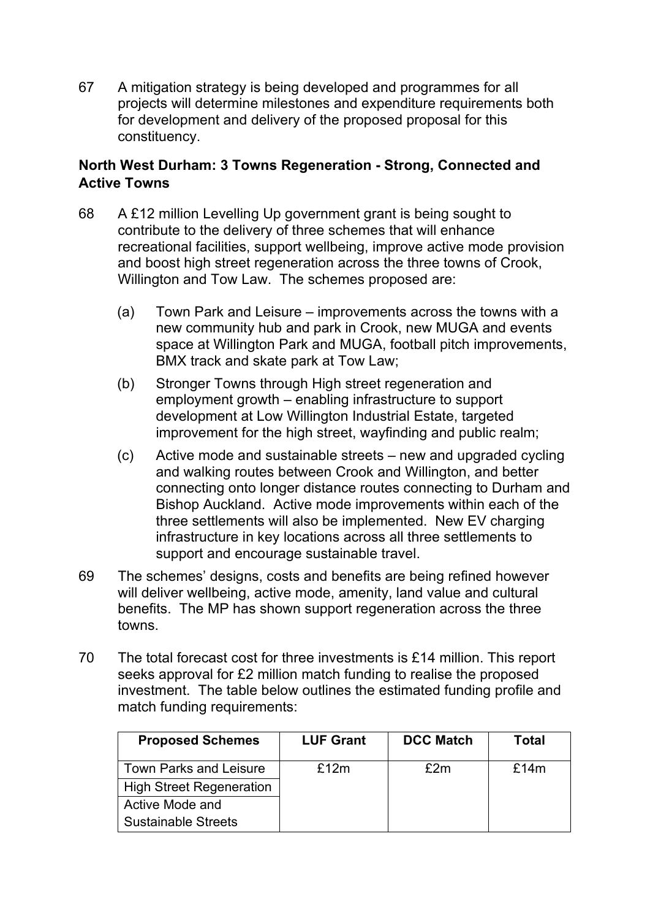67 A mitigation strategy is being developed and programmes for all projects will determine milestones and expenditure requirements both for development and delivery of the proposed proposal for this constituency.

**North West Durham: 3 Towns Regeneration - Strong, Connected and Active Towns**

68 A £12 million Levelling Up government grant is being sought to contribute to the delivery of three schemes that will enhance recreational facilities, support wellbeing, improve active mode provision and boost high street regeneration across the three towns of Crook, Willington and Tow Law. The schemes proposed are:

(a) Town Park and Leisure – improvements across the towns with a new community hub and park in Crook, new MUGA and events space at Willington Park and MUGA, football pitch improvements, BMX track and skate park at Tow Law;

(b) Stronger Towns through High street regeneration and employment growth – enabling infrastructure to support development at Low Willington Industrial Estate, targeted improvement for the high street, wayfinding and public realm;

(c) Active mode and sustainable streets – new and upgraded cycling and walking routes between Crook and Willington, and better connecting onto longer distance routes connecting to Durham and Bishop Auckland. Active mode improvements within each of the three settlements will also be implemented. New EV charging infrastructure in key locations across all three settlements to support and encourage sustainable travel.

69 The schemes' designs, costs and benefits are being refined however will deliver wellbeing, active mode, amenity, land value and cultural benefits. The MP has shown support regeneration across the three towns.

70 The total forecast cost for three investments is £14 million. This report seeks approval for £2 million match funding to realise the proposed investment. The table below outlines the estimated funding profile and match funding requirements:

| Proposed Schemes | LUF Grant | DCC Match | Total |
|---|---|---|---|
| Town Parks and Leisure | £12m | £2m | £14m |
| High Street Regeneration | | | |
| Active Mode and Sustainable Streets | | | |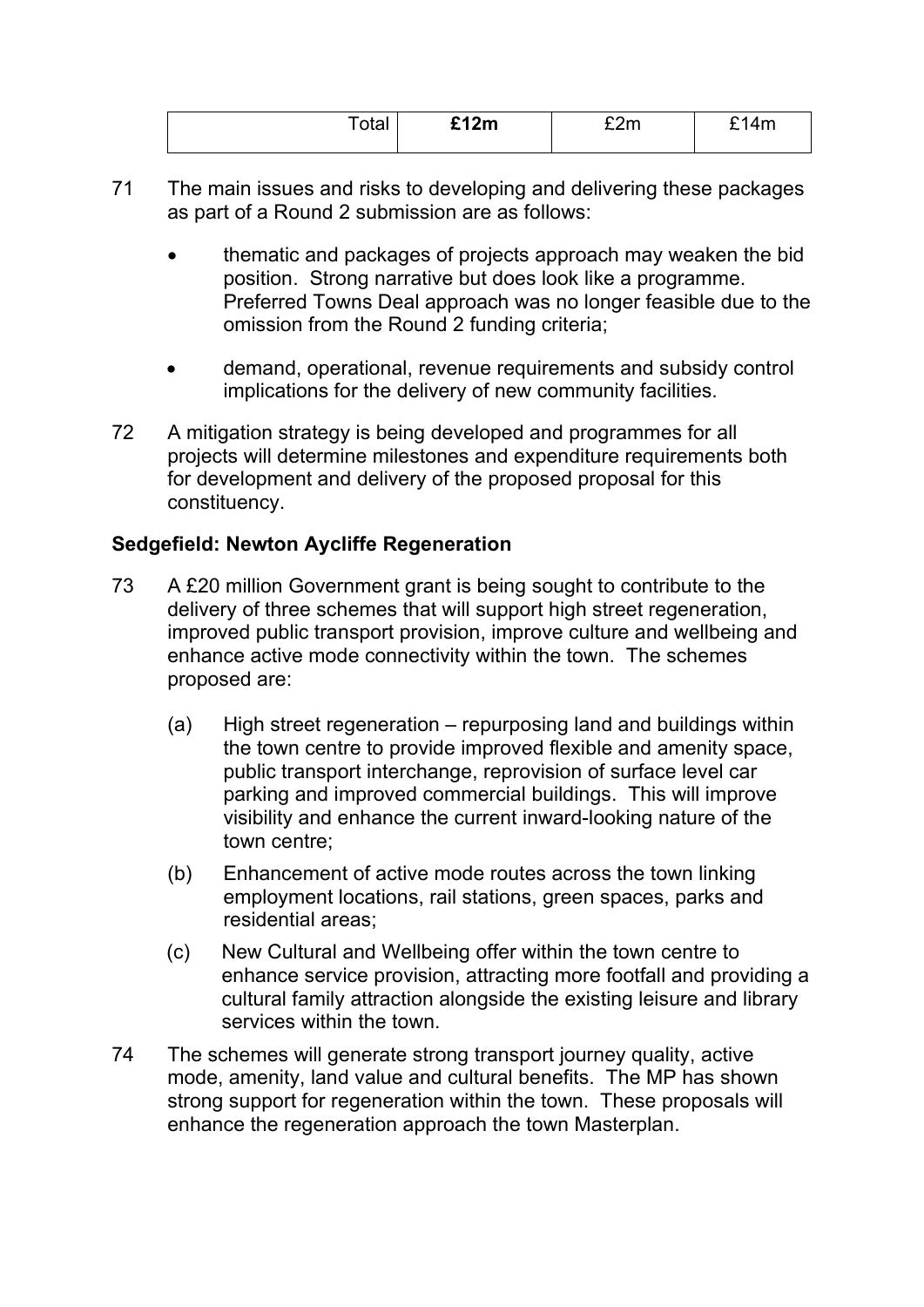| Total | **£12m** | £2m | £14m |
|---|---|---|---|

71 The main issues and risks to developing and delivering these packages as part of a Round 2 submission are as follows:

- thematic and packages of projects approach may weaken the bid position. Strong narrative but does look like a programme. Preferred Towns Deal approach was no longer feasible due to the omission from the Round 2 funding criteria;
- demand, operational, revenue requirements and subsidy control implications for the delivery of new community facilities.

72 A mitigation strategy is being developed and programmes for all projects will determine milestones and expenditure requirements both for development and delivery of the proposed proposal for this constituency.

**Sedgefield: Newton Aycliffe Regeneration**

73 A £20 million Government grant is being sought to contribute to the delivery of three schemes that will support high street regeneration, improved public transport provision, improve culture and wellbeing and enhance active mode connectivity within the town. The schemes proposed are:

(a) High street regeneration – repurposing land and buildings within the town centre to provide improved flexible and amenity space, public transport interchange, reprovision of surface level car parking and improved commercial buildings. This will improve visibility and enhance the current inward-looking nature of the town centre;

(b) Enhancement of active mode routes across the town linking employment locations, rail stations, green spaces, parks and residential areas;

(c) New Cultural and Wellbeing offer within the town centre to enhance service provision, attracting more footfall and providing a cultural family attraction alongside the existing leisure and library services within the town.

74 The schemes will generate strong transport journey quality, active mode, amenity, land value and cultural benefits. The MP has shown strong support for regeneration within the town. These proposals will enhance the regeneration approach the town Masterplan.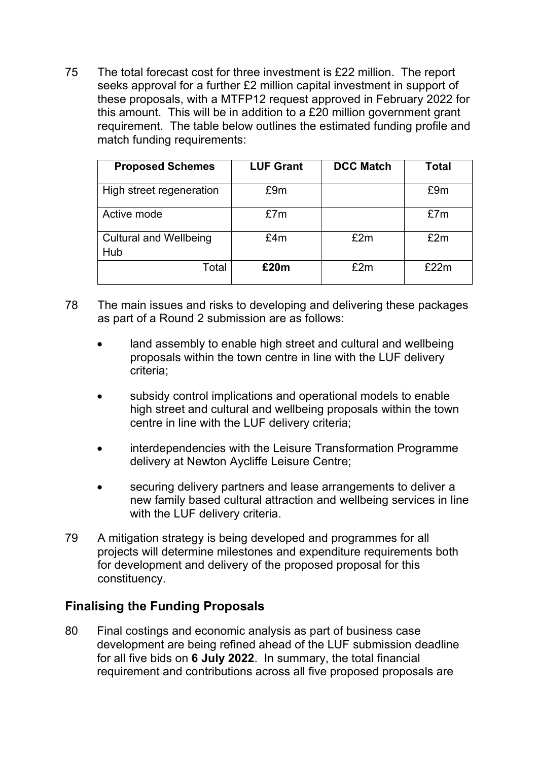75 The total forecast cost for three investment is £22 million. The report seeks approval for a further £2 million capital investment in support of these proposals, with a MTFP12 request approved in February 2022 for this amount. This will be in addition to a £20 million government grant requirement. The table below outlines the estimated funding profile and match funding requirements:

| Proposed Schemes | LUF Grant | DCC Match | Total |
|---|---|---|---|
| High street regeneration | £9m | | £9m |
| Active mode | £7m | | £7m |
| Cultural and Wellbeing Hub | £4m | £2m | £2m |
| Total | **£20m** | £2m | £22m |

78 The main issues and risks to developing and delivering these packages as part of a Round 2 submission are as follows:

- land assembly to enable high street and cultural and wellbeing proposals within the town centre in line with the LUF delivery criteria;
- subsidy control implications and operational models to enable high street and cultural and wellbeing proposals within the town centre in line with the LUF delivery criteria;
- interdependencies with the Leisure Transformation Programme delivery at Newton Aycliffe Leisure Centre;
- securing delivery partners and lease arrangements to deliver a new family based cultural attraction and wellbeing services in line with the LUF delivery criteria.

79 A mitigation strategy is being developed and programmes for all projects will determine milestones and expenditure requirements both for development and delivery of the proposed proposal for this constituency.

## Finalising the Funding Proposals

80 Final costings and economic analysis as part of business case development are being refined ahead of the LUF submission deadline for all five bids on **6 July 2022**. In summary, the total financial requirement and contributions across all five proposed proposals are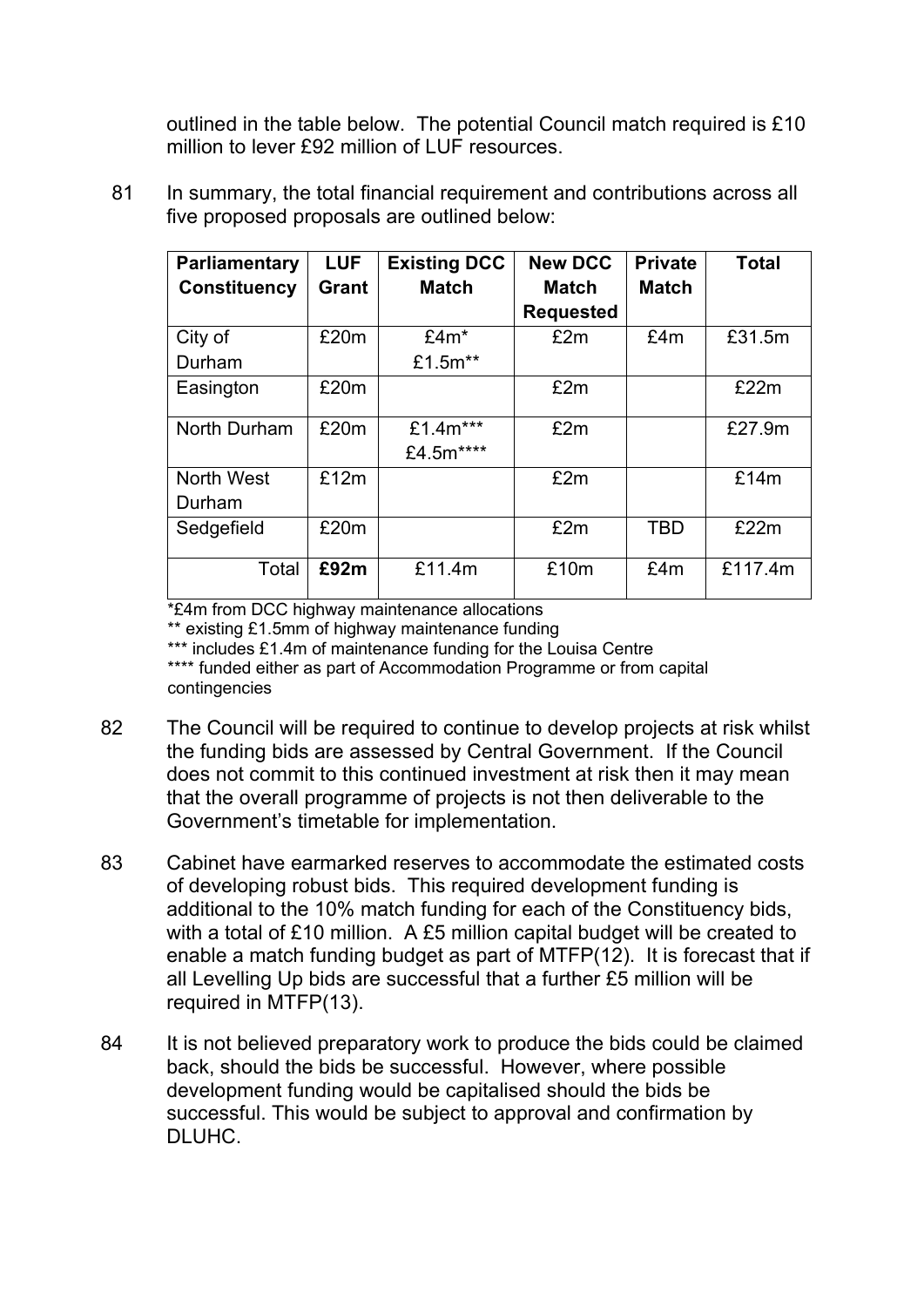outlined in the table below. The potential Council match required is £10 million to lever £92 million of LUF resources.

81 In summary, the total financial requirement and contributions across all five proposed proposals are outlined below:

| Parliamentary Constituency | LUF Grant | Existing DCC Match | New DCC Match Requested | Private Match | Total |
|---|---|---|---|---|---|
| City of Durham | £20m | £4m* £1.5m** | £2m | £4m | £31.5m |
| Easington | £20m | | £2m | | £22m |
| North Durham | £20m | £1.4m*** £4.5m**** | £2m | | £27.9m |
| North West Durham | £12m | | £2m | | £14m |
| Sedgefield | £20m | | £2m | TBD | £22m |
| Total | **£92m** | £11.4m | £10m | £4m | £117.4m |

*£4m from DCC highway maintenance allocations

** existing £1.5mm of highway maintenance funding

*** includes £1.4m of maintenance funding for the Louisa Centre

**** funded either as part of Accommodation Programme or from capital contingencies

82 The Council will be required to continue to develop projects at risk whilst the funding bids are assessed by Central Government. If the Council does not commit to this continued investment at risk then it may mean that the overall programme of projects is not then deliverable to the Government's timetable for implementation.

83 Cabinet have earmarked reserves to accommodate the estimated costs of developing robust bids. This required development funding is additional to the 10% match funding for each of the Constituency bids, with a total of £10 million. A £5 million capital budget will be created to enable a match funding budget as part of MTFP(12). It is forecast that if all Levelling Up bids are successful that a further £5 million will be required in MTFP(13).

84 It is not believed preparatory work to produce the bids could be claimed back, should the bids be successful. However, where possible development funding would be capitalised should the bids be successful. This would be subject to approval and confirmation by DLUHC.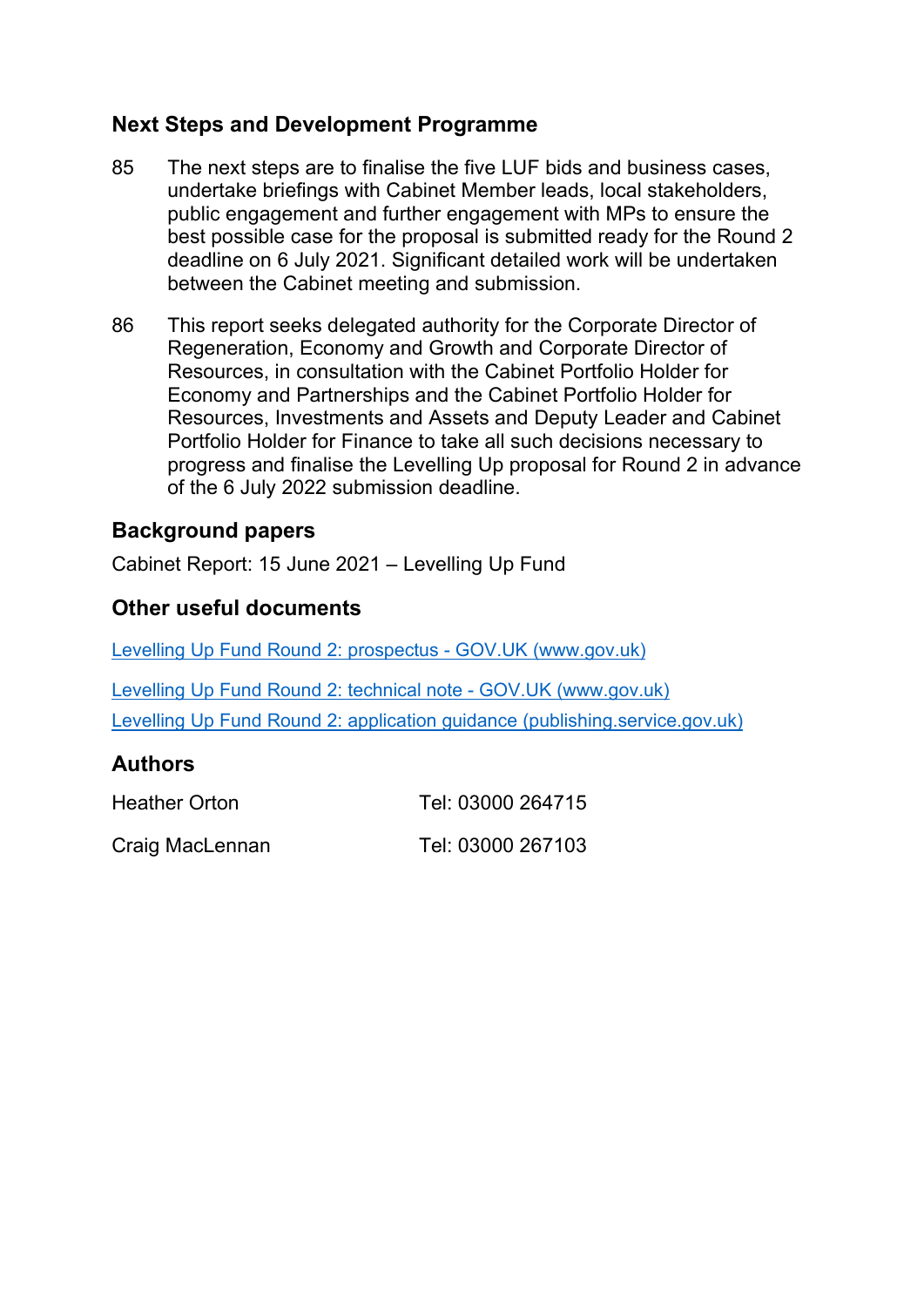## Next Steps and Development Programme

85 The next steps are to finalise the five LUF bids and business cases, undertake briefings with Cabinet Member leads, local stakeholders, public engagement and further engagement with MPs to ensure the best possible case for the proposal is submitted ready for the Round 2 deadline on 6 July 2021. Significant detailed work will be undertaken between the Cabinet meeting and submission.

86 This report seeks delegated authority for the Corporate Director of Regeneration, Economy and Growth and Corporate Director of Resources, in consultation with the Cabinet Portfolio Holder for Economy and Partnerships and the Cabinet Portfolio Holder for Resources, Investments and Assets and Deputy Leader and Cabinet Portfolio Holder for Finance to take all such decisions necessary to progress and finalise the Levelling Up proposal for Round 2 in advance of the 6 July 2022 submission deadline.

## Background papers

Cabinet Report: 15 June 2021 – Levelling Up Fund

## Other useful documents

Levelling Up Fund Round 2: prospectus - GOV.UK (www.gov.uk)

Levelling Up Fund Round 2: technical note - GOV.UK (www.gov.uk)

Levelling Up Fund Round 2: application guidance (publishing.service.gov.uk)

## Authors

| | |
|---|---|
| Heather Orton | Tel: 03000 264715 |
| Craig MacLennan | Tel: 03000 267103 |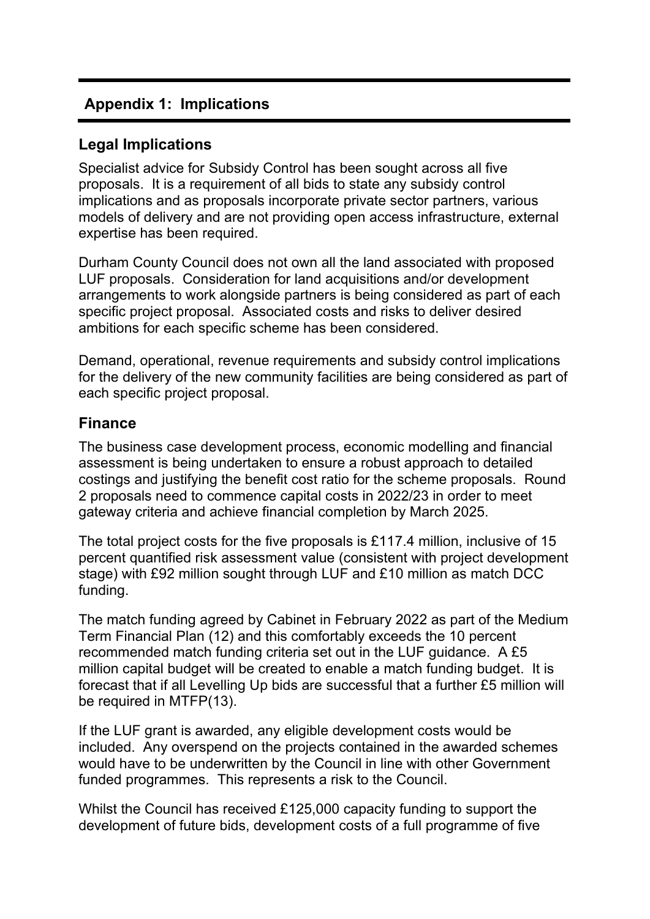## Appendix 1: Implications

### Legal Implications

Specialist advice for Subsidy Control has been sought across all five proposals. It is a requirement of all bids to state any subsidy control implications and as proposals incorporate private sector partners, various models of delivery and are not providing open access infrastructure, external expertise has been required.

Durham County Council does not own all the land associated with proposed LUF proposals. Consideration for land acquisitions and/or development arrangements to work alongside partners is being considered as part of each specific project proposal. Associated costs and risks to deliver desired ambitions for each specific scheme has been considered.

Demand, operational, revenue requirements and subsidy control implications for the delivery of the new community facilities are being considered as part of each specific project proposal.

### Finance

The business case development process, economic modelling and financial assessment is being undertaken to ensure a robust approach to detailed costings and justifying the benefit cost ratio for the scheme proposals. Round 2 proposals need to commence capital costs in 2022/23 in order to meet gateway criteria and achieve financial completion by March 2025.

The total project costs for the five proposals is £117.4 million, inclusive of 15 percent quantified risk assessment value (consistent with project development stage) with £92 million sought through LUF and £10 million as match DCC funding.

The match funding agreed by Cabinet in February 2022 as part of the Medium Term Financial Plan (12) and this comfortably exceeds the 10 percent recommended match funding criteria set out in the LUF guidance. A £5 million capital budget will be created to enable a match funding budget. It is forecast that if all Levelling Up bids are successful that a further £5 million will be required in MTFP(13).

If the LUF grant is awarded, any eligible development costs would be included. Any overspend on the projects contained in the awarded schemes would have to be underwritten by the Council in line with other Government funded programmes. This represents a risk to the Council.

Whilst the Council has received £125,000 capacity funding to support the development of future bids, development costs of a full programme of five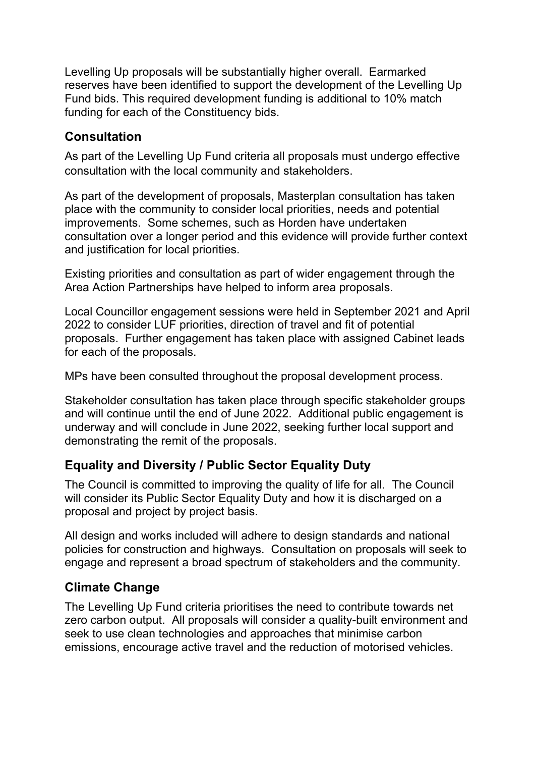Levelling Up proposals will be substantially higher overall. Earmarked reserves have been identified to support the development of the Levelling Up Fund bids. This required development funding is additional to 10% match funding for each of the Constituency bids.

## Consultation

As part of the Levelling Up Fund criteria all proposals must undergo effective consultation with the local community and stakeholders.

As part of the development of proposals, Masterplan consultation has taken place with the community to consider local priorities, needs and potential improvements. Some schemes, such as Horden have undertaken consultation over a longer period and this evidence will provide further context and justification for local priorities.

Existing priorities and consultation as part of wider engagement through the Area Action Partnerships have helped to inform area proposals.

Local Councillor engagement sessions were held in September 2021 and April 2022 to consider LUF priorities, direction of travel and fit of potential proposals. Further engagement has taken place with assigned Cabinet leads for each of the proposals.

MPs have been consulted throughout the proposal development process.

Stakeholder consultation has taken place through specific stakeholder groups and will continue until the end of June 2022. Additional public engagement is underway and will conclude in June 2022, seeking further local support and demonstrating the remit of the proposals.

## Equality and Diversity / Public Sector Equality Duty

The Council is committed to improving the quality of life for all. The Council will consider its Public Sector Equality Duty and how it is discharged on a proposal and project by project basis.

All design and works included will adhere to design standards and national policies for construction and highways. Consultation on proposals will seek to engage and represent a broad spectrum of stakeholders and the community.

## Climate Change

The Levelling Up Fund criteria prioritises the need to contribute towards net zero carbon output. All proposals will consider a quality-built environment and seek to use clean technologies and approaches that minimise carbon emissions, encourage active travel and the reduction of motorised vehicles.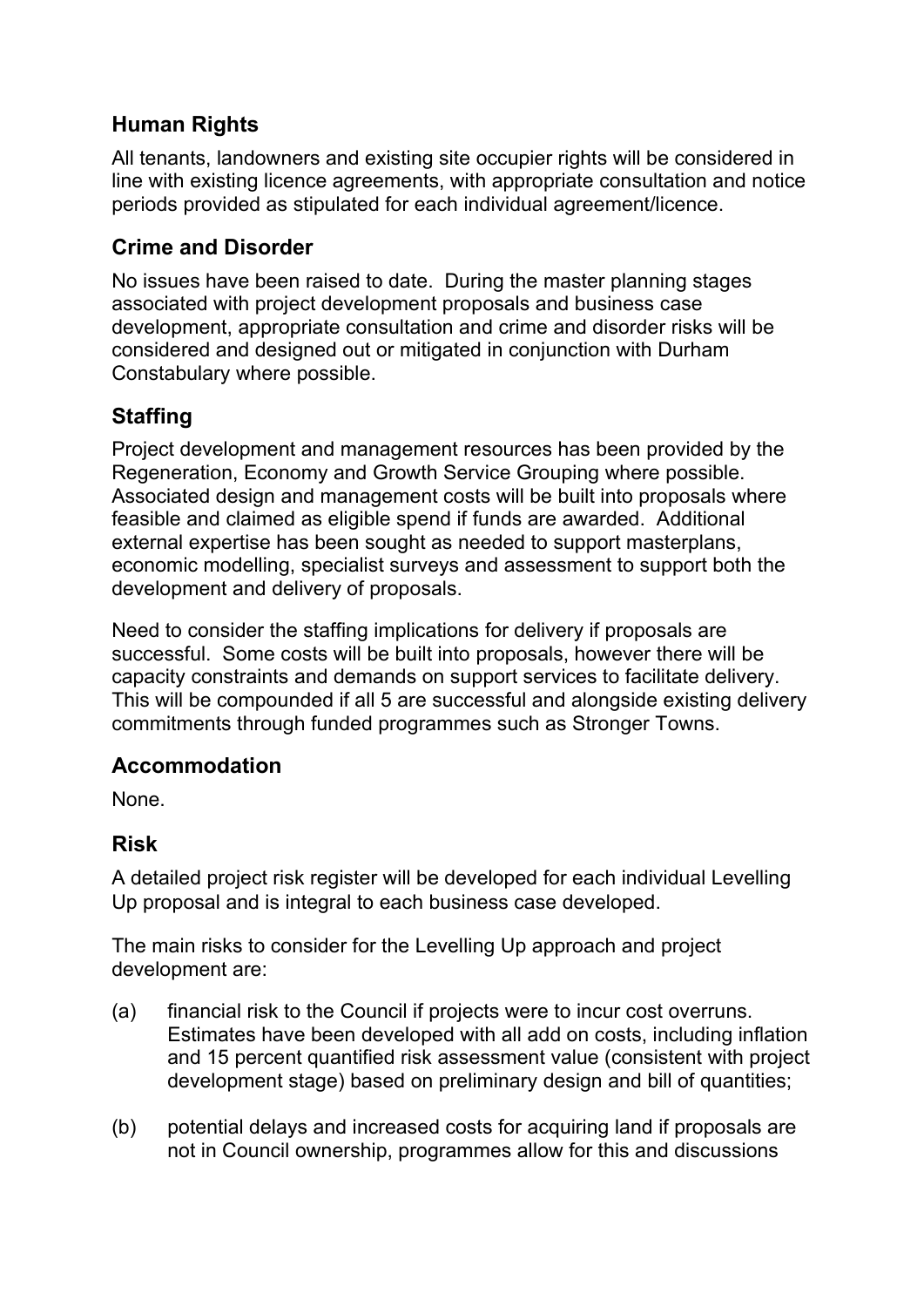## Human Rights

All tenants, landowners and existing site occupier rights will be considered in line with existing licence agreements, with appropriate consultation and notice periods provided as stipulated for each individual agreement/licence.

## Crime and Disorder

No issues have been raised to date. During the master planning stages associated with project development proposals and business case development, appropriate consultation and crime and disorder risks will be considered and designed out or mitigated in conjunction with Durham Constabulary where possible.

## Staffing

Project development and management resources has been provided by the Regeneration, Economy and Growth Service Grouping where possible. Associated design and management costs will be built into proposals where feasible and claimed as eligible spend if funds are awarded. Additional external expertise has been sought as needed to support masterplans, economic modelling, specialist surveys and assessment to support both the development and delivery of proposals.

Need to consider the staffing implications for delivery if proposals are successful. Some costs will be built into proposals, however there will be capacity constraints and demands on support services to facilitate delivery. This will be compounded if all 5 are successful and alongside existing delivery commitments through funded programmes such as Stronger Towns.

## Accommodation

None.

## Risk

A detailed project risk register will be developed for each individual Levelling Up proposal and is integral to each business case developed.

The main risks to consider for the Levelling Up approach and project development are:

(a) financial risk to the Council if projects were to incur cost overruns. Estimates have been developed with all add on costs, including inflation and 15 percent quantified risk assessment value (consistent with project development stage) based on preliminary design and bill of quantities;

(b) potential delays and increased costs for acquiring land if proposals are not in Council ownership, programmes allow for this and discussions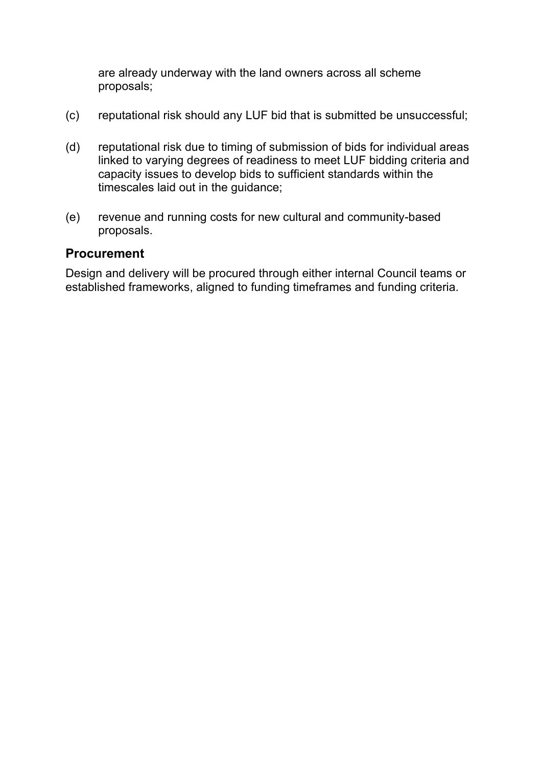are already underway with the land owners across all scheme proposals;

(c) reputational risk should any LUF bid that is submitted be unsuccessful;

(d) reputational risk due to timing of submission of bids for individual areas linked to varying degrees of readiness to meet LUF bidding criteria and capacity issues to develop bids to sufficient standards within the timescales laid out in the guidance;

(e) revenue and running costs for new cultural and community-based proposals.

## Procurement

Design and delivery will be procured through either internal Council teams or established frameworks, aligned to funding timeframes and funding criteria.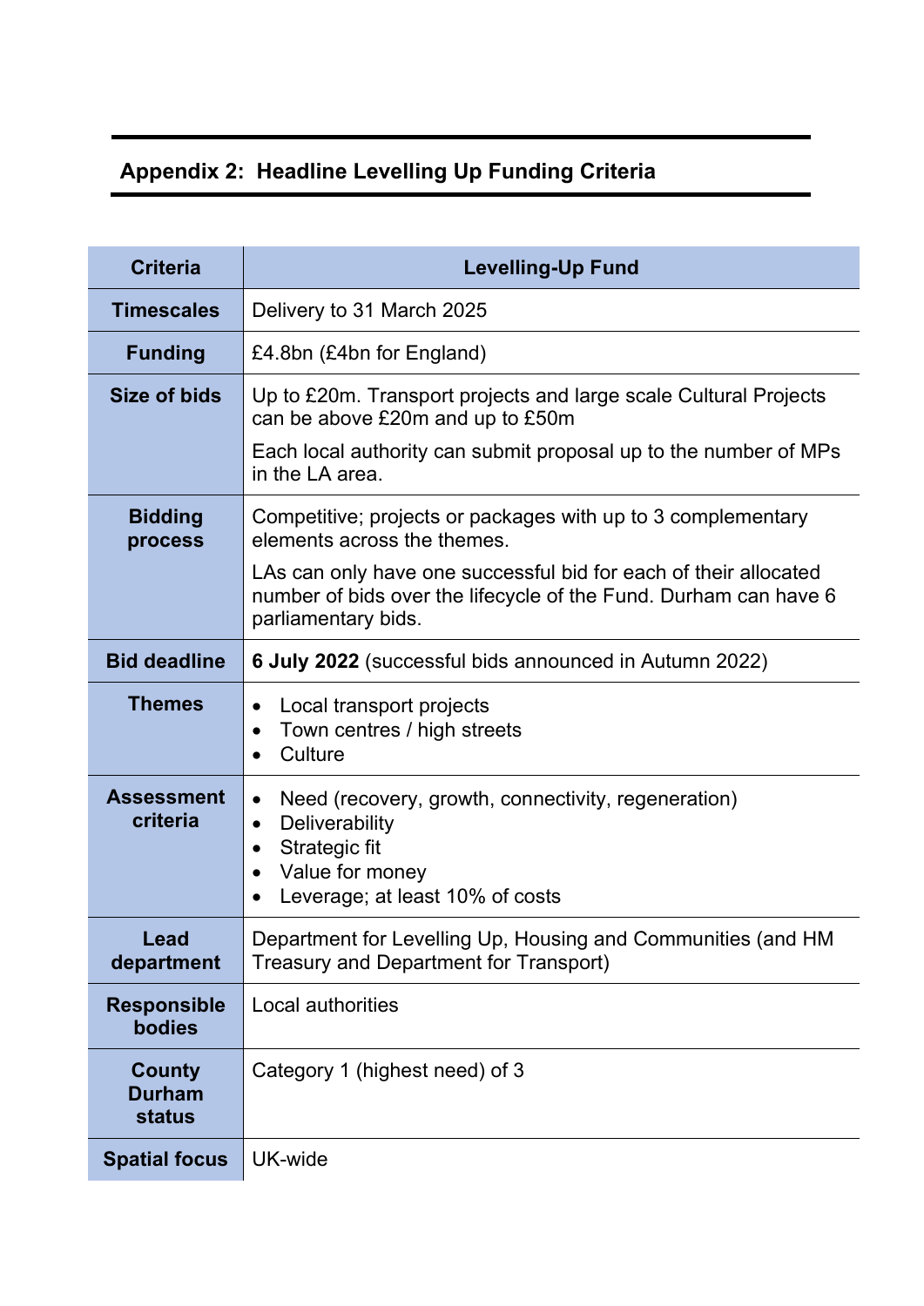## Appendix 2: Headline Levelling Up Funding Criteria

| Criteria | Levelling-Up Fund |
|---|---|
| **Timescales** | Delivery to 31 March 2025 |
| **Funding** | £4.8bn (£4bn for England) |
| **Size of bids** | Up to £20m. Transport projects and large scale Cultural Projects can be above £20m and up to £50m<br>Each local authority can submit proposal up to the number of MPs in the LA area. |
| **Bidding process** | Competitive; projects or packages with up to 3 complementary elements across the themes.<br>LAs can only have one successful bid for each of their allocated number of bids over the lifecycle of the Fund. Durham can have 6 parliamentary bids. |
| **Bid deadline** | **6 July 2022** (successful bids announced in Autumn 2022) |
| **Themes** | • Local transport projects<br>• Town centres / high streets<br>• Culture |
| **Assessment criteria** | • Need (recovery, growth, connectivity, regeneration)<br>• Deliverability<br>• Strategic fit<br>• Value for money<br>• Leverage; at least 10% of costs |
| **Lead department** | Department for Levelling Up, Housing and Communities (and HM Treasury and Department for Transport) |
| **Responsible bodies** | Local authorities |
| **County Durham status** | Category 1 (highest need) of 3 |
| **Spatial focus** | UK-wide |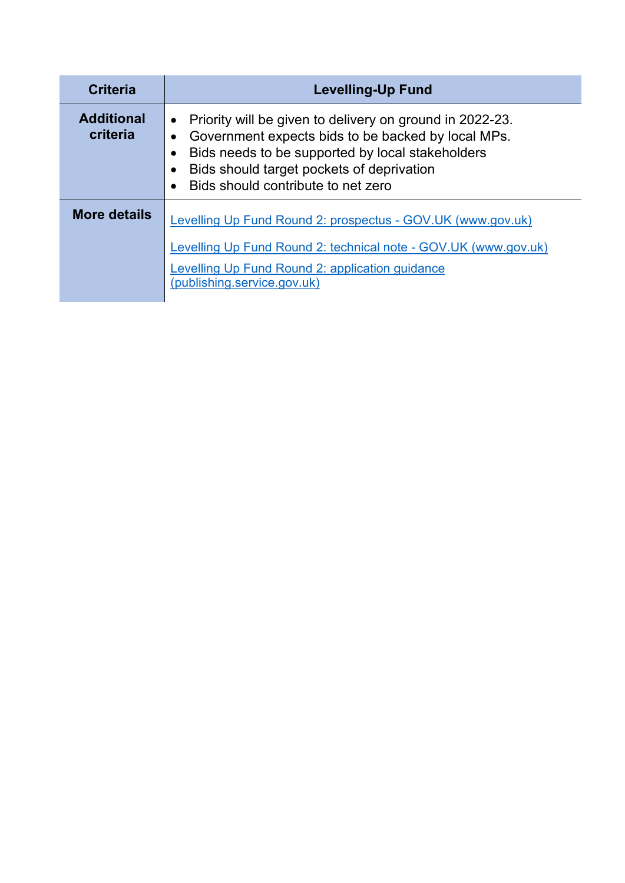| Criteria | Levelling-Up Fund |
| --- | --- |
| **Additional criteria** | • Priority will be given to delivery on ground in 2022-23.<br>• Government expects bids to be backed by local MPs.<br>• Bids needs to be supported by local stakeholders<br>• Bids should target pockets of deprivation<br>• Bids should contribute to net zero |
| **More details** | Levelling Up Fund Round 2: prospectus - GOV.UK (www.gov.uk)<br><br>Levelling Up Fund Round 2: technical note - GOV.UK (www.gov.uk)<br><br>Levelling Up Fund Round 2: application guidance (publishing.service.gov.uk) |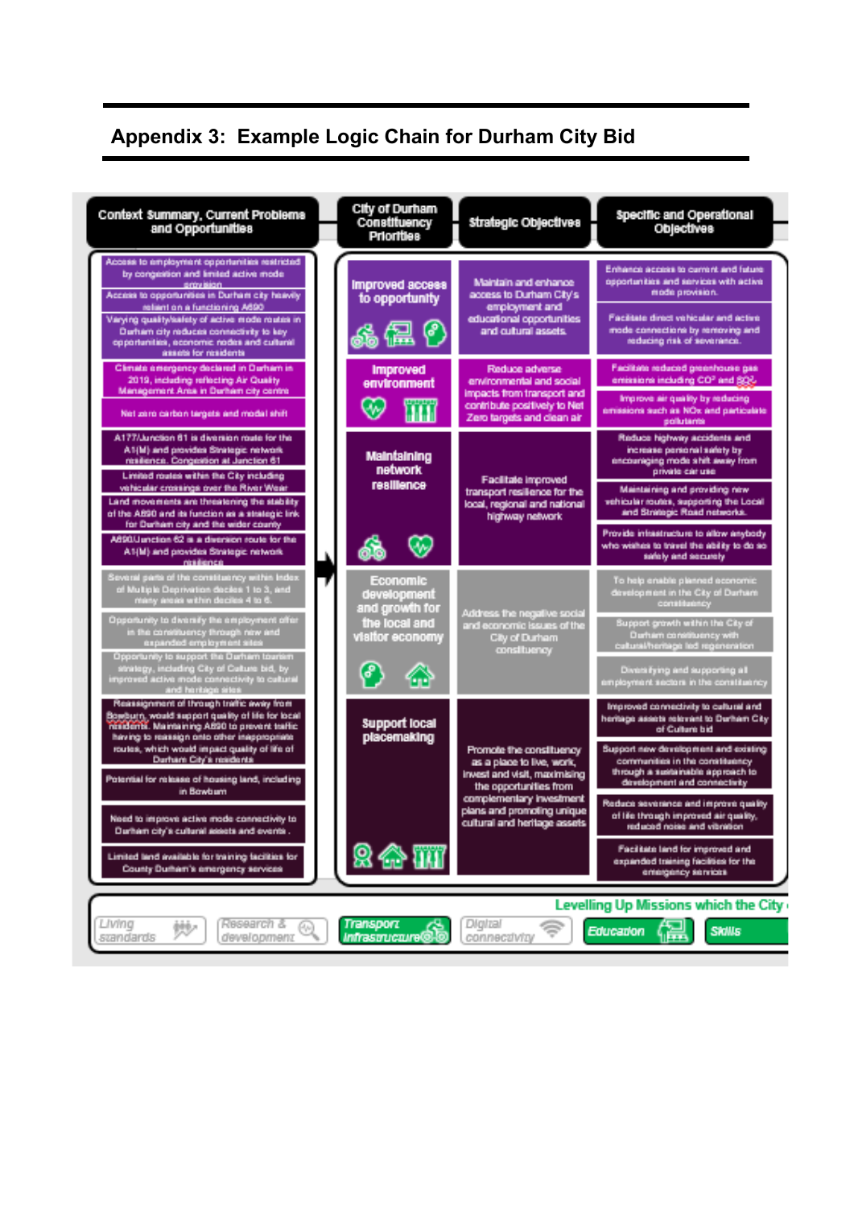## Appendix 3: Example Logic Chain for Durham City Bid

| Context Summary, Current Problems and Opportunities | City of Durham Constituency Priorities | Strategic Objectives | Specific and Operational Objectives |
|---|---|---|---|
| Access to employment opportunities restricted by congestion and limited active mode provision<br>Access to opportunities in Durham city heavily reliant on a functioning A690<br>Varying quality/safety of active mode routes in Durham city reduces connectivity to key opportunities, economic nodes and cultural assets for residents | Improved access to opportunity | Maintain and enhance access to Durham City's employment and educational opportunities and cultural assets. | Enhance access to current and future opportunities and services with active mode provision.<br>Facilitate direct vehicular and active mode connections by removing and reducing risk of severance. |
| Climate emergency declared in Durham in 2019, including reflecting Air Quality Management Area in Durham city centre<br>Net zero carbon targets and modal shift | Improved environment | Reduce adverse environmental and social impacts from transport and contribute positively to Net Zero targets and clean air | Facilitate reduced greenhouse gas emissions including $CO^2$ and $SO_2$<br>Improve air quality by reducing emissions such as NOx and particulate pollutants |
| A177/Junction 61 is diversion route for the A1(M) and provides Strategic network resilience. Congestion at Junction 61<br>Limited routes within the City including vehicular crossings over the River Wear<br>Land movements are threatening the stability of the A690 and its function as a strategic link for Durham city and the wider county<br>A690/Junction 62 is a diversion route for the A1(M) and provides Strategic network resilience | Maintaining network resilience | Facilitate improved transport resilience for the local, regional and national highway network | Reduce highway accidents and increase personal safety by encouraging mode shift away from private car use<br>Maintaining and providing new vehicular routes, supporting the Local and Strategic Road networks.<br>Provide infrastructure to allow anybody who wishes to travel the ability to do so safely and securely |
| Several parts of the constituency within Index of Multiple Deprivation deciles 1 to 3, and many areas within deciles 4 to 6.<br>Opportunity to diversify the employment offer in the constituency through new and expanded employment sites<br>Opportunity to support the Durham tourism strategy, including City of Culture bid, by improved active mode connectivity to cultural and heritage sites | Economic development and growth for the local and visitor economy | Address the negative social and economic issues of the City of Durham constituency | To help enable planned economic development in the City of Durham constituency<br>Support growth within the City of Durham constituency with cultural/heritage led regeneration<br>Diversifying and supporting all employment sectors in the constituency |
| Reassignment of through traffic away from Bowburn, would support quality of life for local residents. Maintaining A690 to prevent traffic having to reassign onto other inappropriate routes, which would impact quality of life of Durham City's residents<br>Potential for release of housing land, including in Bowburn<br>Need to improve active mode connectivity to Durham city's cultural assets and events .<br>Limited land available for training facilities for County Durham's emergency services | Support local placemaking | Promote the constituency as a place to live, work, invest and visit, maximising the opportunities from complementary investment plans and promoting unique cultural and heritage assets | Improved connectivity to cultural and heritage assets relevant to Durham City of Culture bid<br>Support new development and existing communities in the constituency through a sustainable approach to development and connectivity<br>Reduce severance and improve quality of life through improved air quality, reduced noise and vibration<br>Facilitate land for improved and expanded training facilities for the emergency services |

**Levelling Up Missions which the City ...**

Living standards | Research & development | Transport infrastructure | Digital connectivity | Education | Skills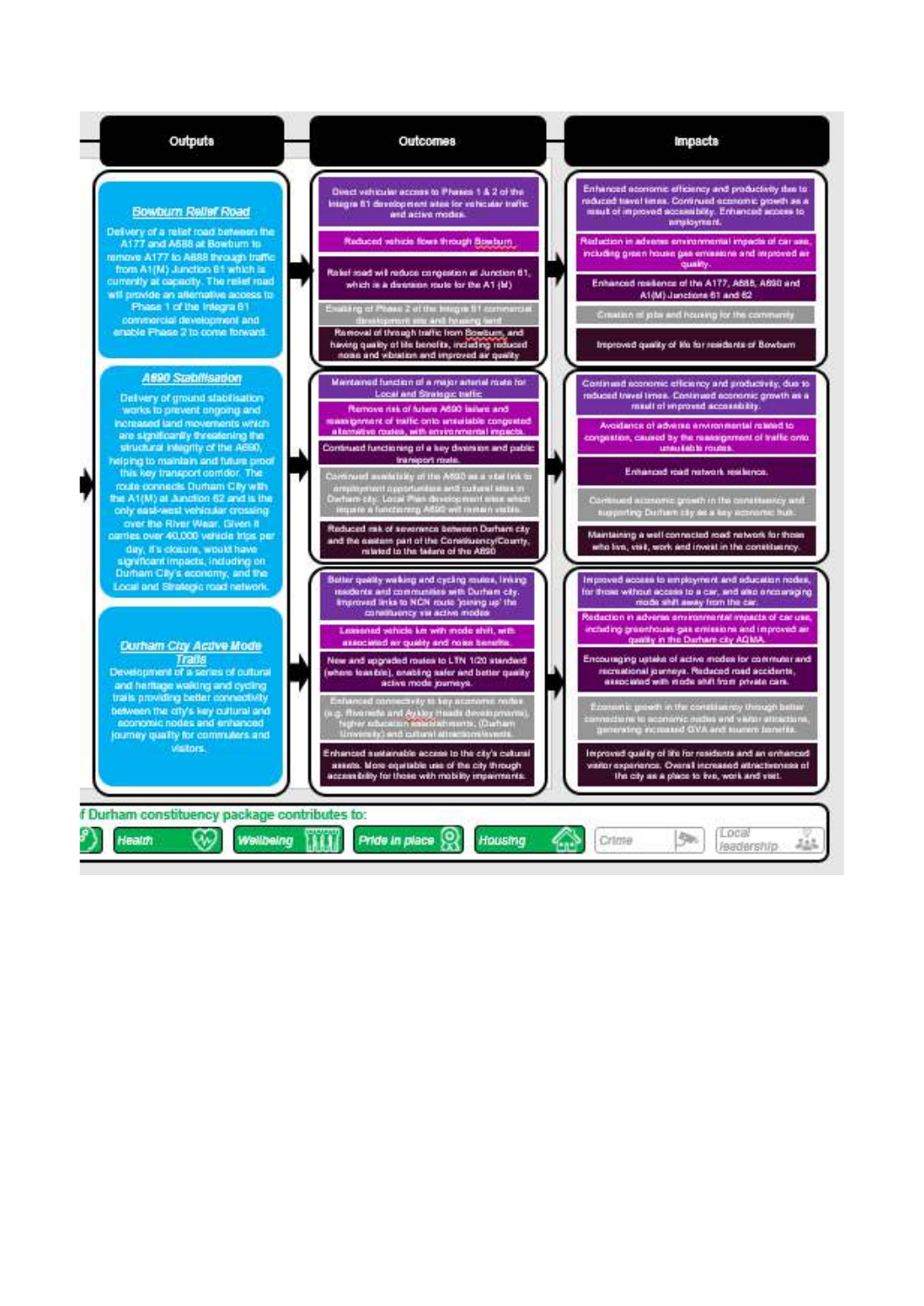## Outputs

### Bowburn Relief Road

Delivery of a relief road between the A177 and A688 at Bowburn to remove A177 to A688 through traffic from A1(M) Junction 61 which is currently at capacity. The relief road will provide an alternative access to Phase 1 of the Integra 61 commercial development and enable Phase 2 to come forward.

### A690 Stabilisation

Delivery of ground stabilisation works to prevent ongoing and increased land movements which are significantly threatening the structural integrity of the A690, helping to maintain and future proof this key transport corridor. The route connects Durham City with the A1(M) at Junction 62 and is the only east-west vehicular crossing over the River Wear. Given it carries over 40,000 vehicle trips per day, it's closure, would have significant impacts, including on Durham City's economy, and the Local and Strategic road network.

### Durham City Active Mode Trails

Development of a series of cultural and heritage walking and cycling trails providing better connectivity between the city's key cultural and economic nodes and enhanced journey quality for commuters and visitors.

## Outcomes

**Bowburn Relief Road:**

- Direct vehicular access to Phases 1 & 2 of the Integra 61 development sites for vehicular traffic and active modes.
- Reduced vehicle flows through Bowburn.
- Relief road will reduce congestion at Junction 61, which is a diversion route for the A1 (M)
- Enabling of Phase 2 of the Integra 61 commercial development site and housing land
- Removal of through traffic from Bowburn, and having quality of life benefits, including reduced noise and vibration and improved air quality

**A690 Stabilisation:**

- Maintained function of a major arterial route for Local and Strategic traffic
- Remove risk of future A690 failure and reassignment of traffic onto unsuitable congested alternative routes, with environmental impacts.
- Continued functioning of a key diversion and public transport route.
- Continued availability of the A690 as a vital link to employment opportunities and cultural sites in Durham city. Local Plan development sites which require a functioning A690 will remain viable.
- Reduced risk of severance between Durham city and the eastern part of the Constituency/County, related to the failure of the A690

**Durham City Active Mode Trails:**

- Better quality walking and cycling routes, linking residents and communities with Durham city. Improved links to NCN route 'joining up' the constituency via active modes
- Lessened vehicle km with mode shift, with associated air quality and noise benefits.
- New and upgraded routes to LTN 1/20 standard (where feasible), enabling safer and better quality active mode journeys.
- Enhanced connectivity to key economic nodes (e.g. Riverside and Aykley Heads developments), higher education establishments, (Durham University) and cultural attractions/events.
- Enhanced sustainable access to the city's cultural assets. More equitable use of the city through accessibility for those with mobility impairments.

## Impacts

**Bowburn Relief Road:**

- Enhanced economic efficiency and productivity due to reduced travel times. Continued economic growth as a result of improved accessibility. Enhanced access to employment.
- Reduction in adverse environmental impacts of car use, including green house gas emissions and improved air quality.
- Enhanced resilience of the A177, A688, A690 and A1(M) Junctions 61 and 62
- Creation of jobs and housing for the community
- Improved quality of life for residents of Bowburn

**A690 Stabilisation:**

- Continued economic efficiency and productivity, due to reduced travel times. Continued economic growth as a result of improved accessibility.
- Avoidance of adverse environmental related to congestion, caused by the reassignment of traffic onto unsuitable routes.
- Enhanced road network resilience.
- Continued economic growth in the constituency and supporting Durham city as a key economic hub.
- Maintaining a well connected road network for those who live, visit, work and invest in the constituency.

**Durham City Active Mode Trails:**

- Improved access to employment and education nodes, for those without access to a car, and also encouraging mode shift away from the car.
- Reduction in adverse environmental impacts of car use, including greenhouse gas emissions and improved air quality in the Durham city AQMA.
- Encouraging uptake of active modes for commuter and recreational journeys. Reduced road accidents, associated with mode shift from private cars.
- Economic growth in the constituency through better connections to economic nodes and visitor attractions, generating increased GVA and tourism benefits.
- Improved quality of life for residents and an enhanced visitor experience. Overall increased attractiveness of the city as a place to live, work and visit.

f Durham constituency package contributes to:

Health | Wellbeing | Pride in place | Housing | Crime | Local leadership